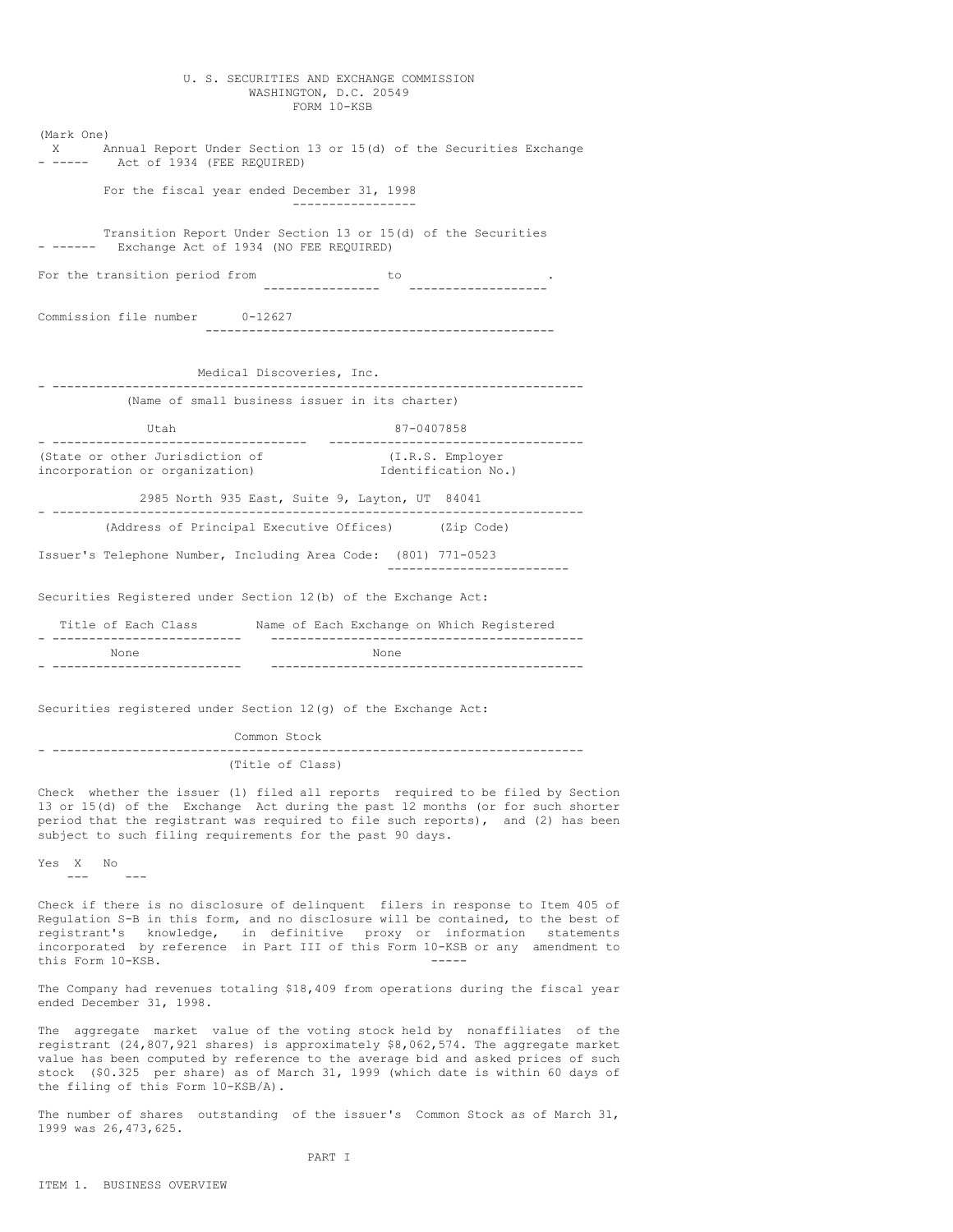U. S. SECURITIES AND EXCHANGE COMMISSION
WASHINGTON, D.C. 20549
FORM 10-KSB

(Mark One)

X Annual Report Under Section 13 or 15(d) of the Securities Exchange Act of 1934 (FEE REQUIRED)

For the fiscal year ended December 31, 1998

Transition Report Under Section 13 or 15(d) of the Securities Exchange Act of 1934 (NO FEE REQUIRED)

For the transition period from ________________ to ________________.

Commission file number 0-12627

Medical Discoveries, Inc.
(Name of small business issuer in its charter)

| Utah | 87-0407858 |
|---|---|
| (State or other Jurisdiction of incorporation or organization) | (I.R.S. Employer Identification No.) |

2985 North 935 East, Suite 9, Layton, UT 84041
(Address of Principal Executive Offices) (Zip Code)

Issuer's Telephone Number, Including Area Code: (801) 771-0523

Securities Registered under Section 12(b) of the Exchange Act:

| Title of Each Class | Name of Each Exchange on Which Registered |
|---|---|
| None | None |

Securities registered under Section 12(g) of the Exchange Act:

Common Stock
(Title of Class)

Check whether the issuer (1) filed all reports required to be filed by Section 13 or 15(d) of the Exchange Act during the past 12 months (or for such shorter period that the registrant was required to file such reports), and (2) has been subject to such filing requirements for the past 90 days.

Yes X No ___

Check if there is no disclosure of delinquent filers in response to Item 405 of Regulation S-B in this form, and no disclosure will be contained, to the best of registrant's knowledge, in definitive proxy or information statements incorporated by reference in Part III of this Form 10-KSB or any amendment to this Form 10-KSB. _____

The Company had revenues totaling $18,409 from operations during the fiscal year ended December 31, 1998.

The aggregate market value of the voting stock held by nonaffiliates of the registrant (24,807,921 shares) is approximately $8,062,574. The aggregate market value has been computed by reference to the average bid and asked prices of such stock ($0.325 per share) as of March 31, 1999 (which date is within 60 days of the filing of this Form 10-KSB/A).

The number of shares outstanding of the issuer's Common Stock as of March 31, 1999 was 26,473,625.

PART I

ITEM 1. BUSINESS OVERVIEW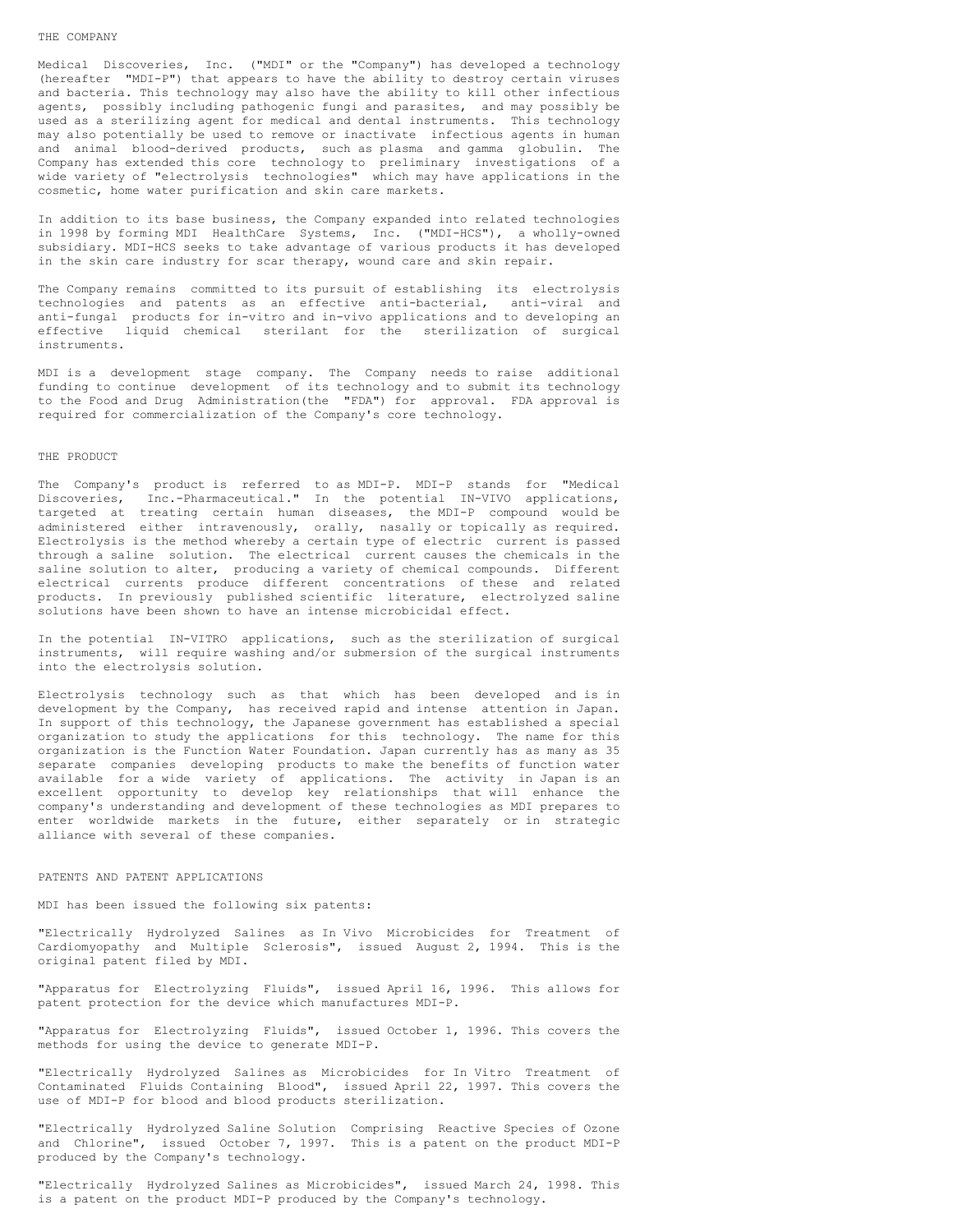## THE COMPANY

Medical Discoveries, Inc. ("MDI" or the "Company") has developed a technology (hereafter "MDI-P") that appears to have the ability to destroy certain viruses and bacteria. This technology may also have the ability to kill other infectious agents, possibly including pathogenic fungi and parasites, and may possibly be used as a sterilizing agent for medical and dental instruments. This technology may also potentially be used to remove or inactivate infectious agents in human and animal blood-derived products, such as plasma and gamma globulin. The Company has extended this core technology to preliminary investigations of a wide variety of "electrolysis technologies" which may have applications in the cosmetic, home water purification and skin care markets.

In addition to its base business, the Company expanded into related technologies in 1998 by forming MDI HealthCare Systems, Inc. ("MDI-HCS"), a wholly-owned subsidiary. MDI-HCS seeks to take advantage of various products it has developed in the skin care industry for scar therapy, wound care and skin repair.

The Company remains committed to its pursuit of establishing its electrolysis technologies and patents as an effective anti-bacterial, anti-viral and anti-fungal products for in-vitro and in-vivo applications and to developing an effective liquid chemical sterilant for the sterilization of surgical instruments.

MDI is a development stage company. The Company needs to raise additional funding to continue development of its technology and to submit its technology to the Food and Drug Administration(the "FDA") for approval. FDA approval is required for commercialization of the Company's core technology.

## THE PRODUCT

The Company's product is referred to as MDI-P. MDI-P stands for "Medical Discoveries, Inc.-Pharmaceutical." In the potential *IN-VIVO* applications, targeted at treating certain human diseases, the MDI-P compound would be administered either intravenously, orally, nasally or topically as required. Electrolysis is the method whereby a certain type of electric current is passed through a saline solution. The electrical current causes the chemicals in the saline solution to alter, producing a variety of chemical compounds. Different electrical currents produce different concentrations of these and related products. In previously published scientific literature, electrolyzed saline solutions have been shown to have an intense microbicidal effect.

In the potential *IN-VITRO* applications, such as the sterilization of surgical instruments, will require washing and/or submersion of the surgical instruments into the electrolysis solution.

Electrolysis technology such as that which has been developed and is in development by the Company, has received rapid and intense attention in Japan. In support of this technology, the Japanese government has established a special organization to study the applications for this technology. The name for this organization is the Function Water Foundation. Japan currently has as many as 35 separate companies developing products to make the benefits of function water available for a wide variety of applications. The activity in Japan is an excellent opportunity to develop key relationships that will enhance the company's understanding and development of these technologies as MDI prepares to enter worldwide markets in the future, either separately or in strategic alliance with several of these companies.

## PATENTS AND PATENT APPLICATIONS

MDI has been issued the following six patents:

"Electrically Hydrolyzed Salines as In Vivo Microbicides for Treatment of Cardiomyopathy and Multiple Sclerosis", issued August 2, 1994. This is the original patent filed by MDI.

"Apparatus for Electrolyzing Fluids", issued April 16, 1996. This allows for patent protection for the device which manufactures MDI-P.

"Apparatus for Electrolyzing Fluids", issued October 1, 1996. This covers the methods for using the device to generate MDI-P.

"Electrically Hydrolyzed Salines as Microbicides for In Vitro Treatment of Contaminated Fluids Containing Blood", issued April 22, 1997. This covers the use of MDI-P for blood and blood products sterilization.

"Electrically Hydrolyzed Saline Solution Comprising Reactive Species of Ozone and Chlorine", issued October 7, 1997. This is a patent on the product MDI-P produced by the Company's technology.

"Electrically Hydrolyzed Salines as Microbicides", issued March 24, 1998. This is a patent on the product MDI-P produced by the Company's technology.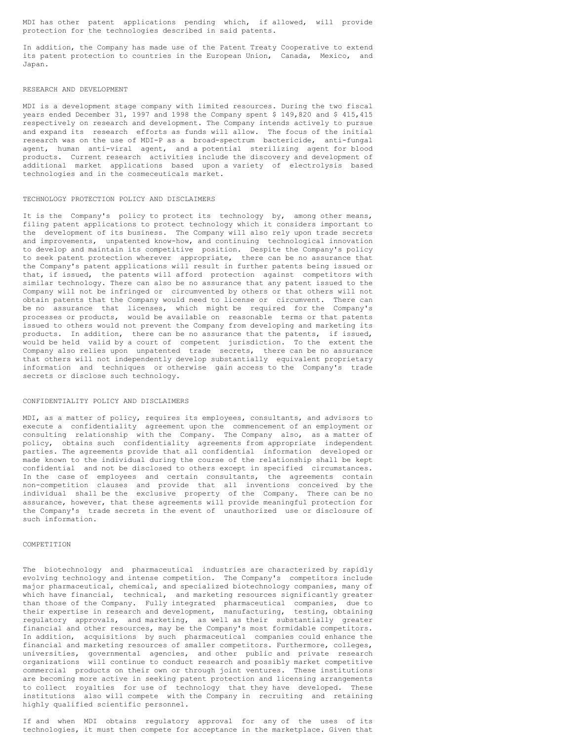MDI has other patent applications pending which, if allowed, will provide protection for the technologies described in said patents.

In addition, the Company has made use of the Patent Treaty Cooperative to extend its patent protection to countries in the European Union, Canada, Mexico, and Japan.

## RESEARCH AND DEVELOPMENT

MDI is a development stage company with limited resources. During the two fiscal years ended December 31, 1997 and 1998 the Company spent $ 149,820 and $ 415,415 respectively on research and development. The Company intends actively to pursue and expand its research efforts as funds will allow. The focus of the initial research was on the use of MDI-P as a broad-spectrum bactericide, anti-fungal agent, human anti-viral agent, and a potential sterilizing agent for blood products. Current research activities include the discovery and development of additional market applications based upon a variety of electrolysis based technologies and in the cosmeceuticals market.

## TECHNOLOGY PROTECTION POLICY AND DISCLAIMERS

It is the Company's policy to protect its technology by, among other means, filing patent applications to protect technology which it considers important to the development of its business. The Company will also rely upon trade secrets and improvements, unpatented know-how, and continuing technological innovation to develop and maintain its competitive position. Despite the Company's policy to seek patent protection wherever appropriate, there can be no assurance that the Company's patent applications will result in further patents being issued or that, if issued, the patents will afford protection against competitors with similar technology. There can also be no assurance that any patent issued to the Company will not be infringed or circumvented by others or that others will not obtain patents that the Company would need to license or circumvent. There can be no assurance that licenses, which might be required for the Company's processes or products, would be available on reasonable terms or that patents issued to others would not prevent the Company from developing and marketing its products. In addition, there can be no assurance that the patents, if issued, would be held valid by a court of competent jurisdiction. To the extent the Company also relies upon unpatented trade secrets, there can be no assurance that others will not independently develop substantially equivalent proprietary information and techniques or otherwise gain access to the Company's trade secrets or disclose such technology.

## CONFIDENTIALITY POLICY AND DISCLAIMERS

MDI, as a matter of policy, requires its employees, consultants, and advisors to execute a confidentiality agreement upon the commencement of an employment or consulting relationship with the Company. The Company also, as a matter of policy, obtains such confidentiality agreements from appropriate independent parties. The agreements provide that all confidential information developed or made known to the individual during the course of the relationship shall be kept confidential and not be disclosed to others except in specified circumstances. In the case of employees and certain consultants, the agreements contain non-competition clauses and provide that all inventions conceived by the individual shall be the exclusive property of the Company. There can be no assurance, however, that these agreements will provide meaningful protection for the Company's trade secrets in the event of unauthorized use or disclosure of such information.

## COMPETITION

The biotechnology and pharmaceutical industries are characterized by rapidly evolving technology and intense competition. The Company's competitors include major pharmaceutical, chemical, and specialized biotechnology companies, many of which have financial, technical, and marketing resources significantly greater than those of the Company. Fully integrated pharmaceutical companies, due to their expertise in research and development, manufacturing, testing, obtaining regulatory approvals, and marketing, as well as their substantially greater financial and other resources, may be the Company's most formidable competitors. In addition, acquisitions by such pharmaceutical companies could enhance the financial and marketing resources of smaller competitors. Furthermore, colleges, universities, governmental agencies, and other public and private research organizations will continue to conduct research and possibly market competitive commercial products on their own or through joint ventures. These institutions are becoming more active in seeking patent protection and licensing arrangements to collect royalties for use of technology that they have developed. These institutions also will compete with the Company in recruiting and retaining highly qualified scientific personnel.

If and when MDI obtains regulatory approval for any of the uses of its technologies, it must then compete for acceptance in the marketplace. Given that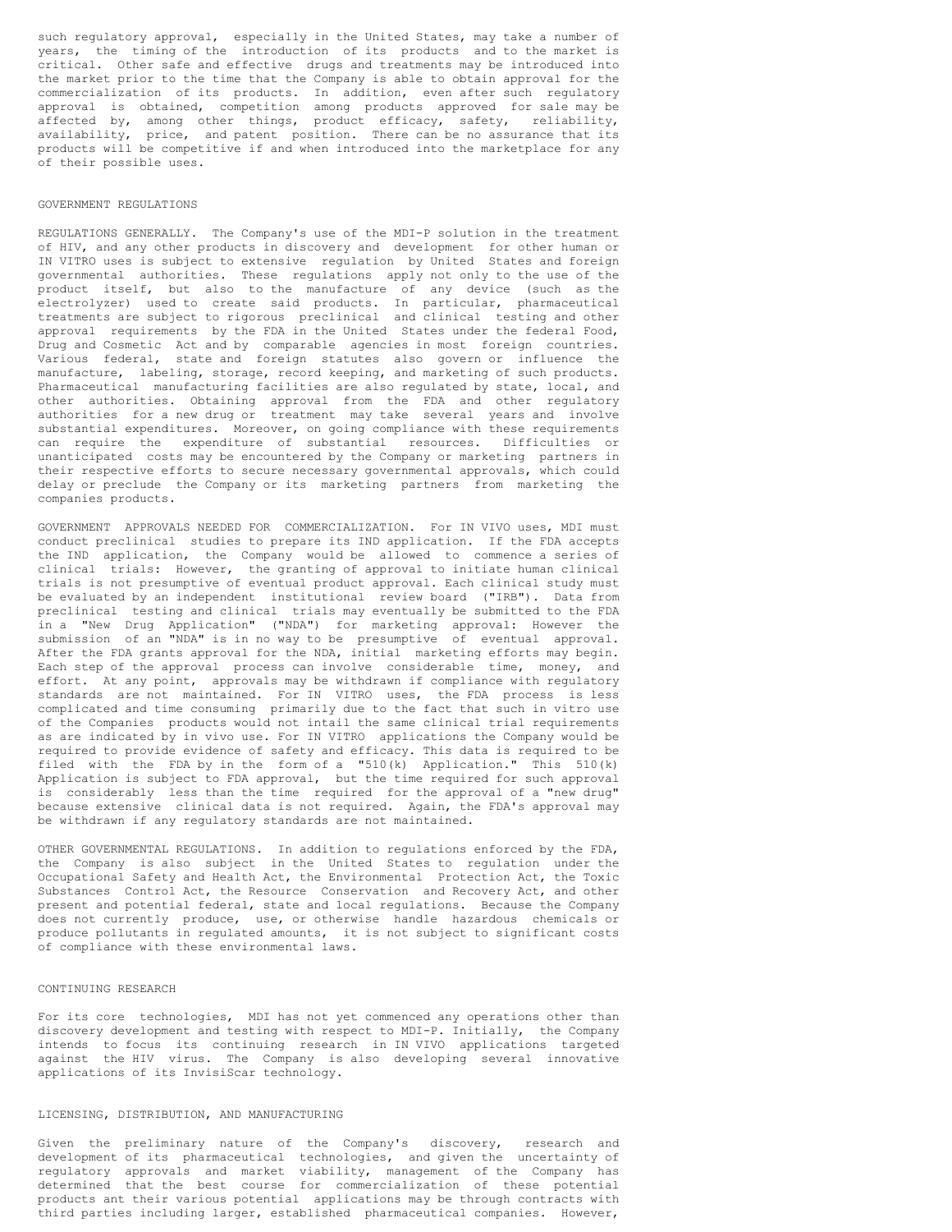such regulatory approval, especially in the United States, may take a number of years, the timing of the introduction of its products and to the market is critical. Other safe and effective drugs and treatments may be introduced into the market prior to the time that the Company is able to obtain approval for the commercialization of its products. In addition, even after such regulatory approval is obtained, competition among products approved for sale may be affected by, among other things, product efficacy, safety, reliability, availability, price, and patent position. There can be no assurance that its products will be competitive if and when introduced into the marketplace for any of their possible uses.

## GOVERNMENT REGULATIONS

REGULATIONS GENERALLY. The Company's use of the MDI-P solution in the treatment of HIV, and any other products in discovery and development for other human or IN VITRO uses is subject to extensive regulation by United States and foreign governmental authorities. These regulations apply not only to the use of the product itself, but also to the manufacture of any device (such as the electrolyzer) used to create said products. In particular, pharmaceutical treatments are subject to rigorous preclinical and clinical testing and other approval requirements by the FDA in the United States under the federal Food, Drug and Cosmetic Act and by comparable agencies in most foreign countries. Various federal, state and foreign statutes also govern or influence the manufacture, labeling, storage, record keeping, and marketing of such products. Pharmaceutical manufacturing facilities are also regulated by state, local, and other authorities. Obtaining approval from the FDA and other regulatory authorities for a new drug or treatment may take several years and involve substantial expenditures. Moreover, on going compliance with these requirements can require the expenditure of substantial resources. Difficulties or unanticipated costs may be encountered by the Company or marketing partners in their respective efforts to secure necessary governmental approvals, which could delay or preclude the Company or its marketing partners from marketing the companies products.

GOVERNMENT APPROVALS NEEDED FOR COMMERCIALIZATION. For IN VIVO uses, MDI must conduct preclinical studies to prepare its IND application. If the FDA accepts the IND application, the Company would be allowed to commence a series of clinical trials: However, the granting of approval to initiate human clinical trials is not presumptive of eventual product approval. Each clinical study must be evaluated by an independent institutional review board ("IRB"). Data from preclinical testing and clinical trials may eventually be submitted to the FDA in a "New Drug Application" ("NDA") for marketing approval: However the submission of an "NDA" is in no way to be presumptive of eventual approval. After the FDA grants approval for the NDA, initial marketing efforts may begin. Each step of the approval process can involve considerable time, money, and effort. At any point, approvals may be withdrawn if compliance with regulatory standards are not maintained. For IN VITRO uses, the FDA process is less complicated and time consuming primarily due to the fact that such in vitro use of the Companies products would not intail the same clinical trial requirements as are indicated by in vivo use. For IN VITRO applications the Company would be required to provide evidence of safety and efficacy. This data is required to be filed with the FDA by in the form of a "510(k) Application." This 510(k) Application is subject to FDA approval, but the time required for such approval is considerably less than the time required for the approval of a "new drug" because extensive clinical data is not required. Again, the FDA's approval may be withdrawn if any regulatory standards are not maintained.

OTHER GOVERNMENTAL REGULATIONS. In addition to regulations enforced by the FDA, the Company is also subject in the United States to regulation under the Occupational Safety and Health Act, the Environmental Protection Act, the Toxic Substances Control Act, the Resource Conservation and Recovery Act, and other present and potential federal, state and local regulations. Because the Company does not currently produce, use, or otherwise handle hazardous chemicals or produce pollutants in regulated amounts, it is not subject to significant costs of compliance with these environmental laws.

## CONTINUING RESEARCH

For its core technologies, MDI has not yet commenced any operations other than discovery development and testing with respect to MDI-P. Initially, the Company intends to focus its continuing research in IN VIVO applications targeted against the HIV virus. The Company is also developing several innovative applications of its InvisiScar technology.

## LICENSING, DISTRIBUTION, AND MANUFACTURING

Given the preliminary nature of the Company's discovery, research and development of its pharmaceutical technologies, and given the uncertainty of regulatory approvals and market viability, management of the Company has determined that the best course for commercialization of these potential products ant their various potential applications may be through contracts with third parties including larger, established pharmaceutical companies. However,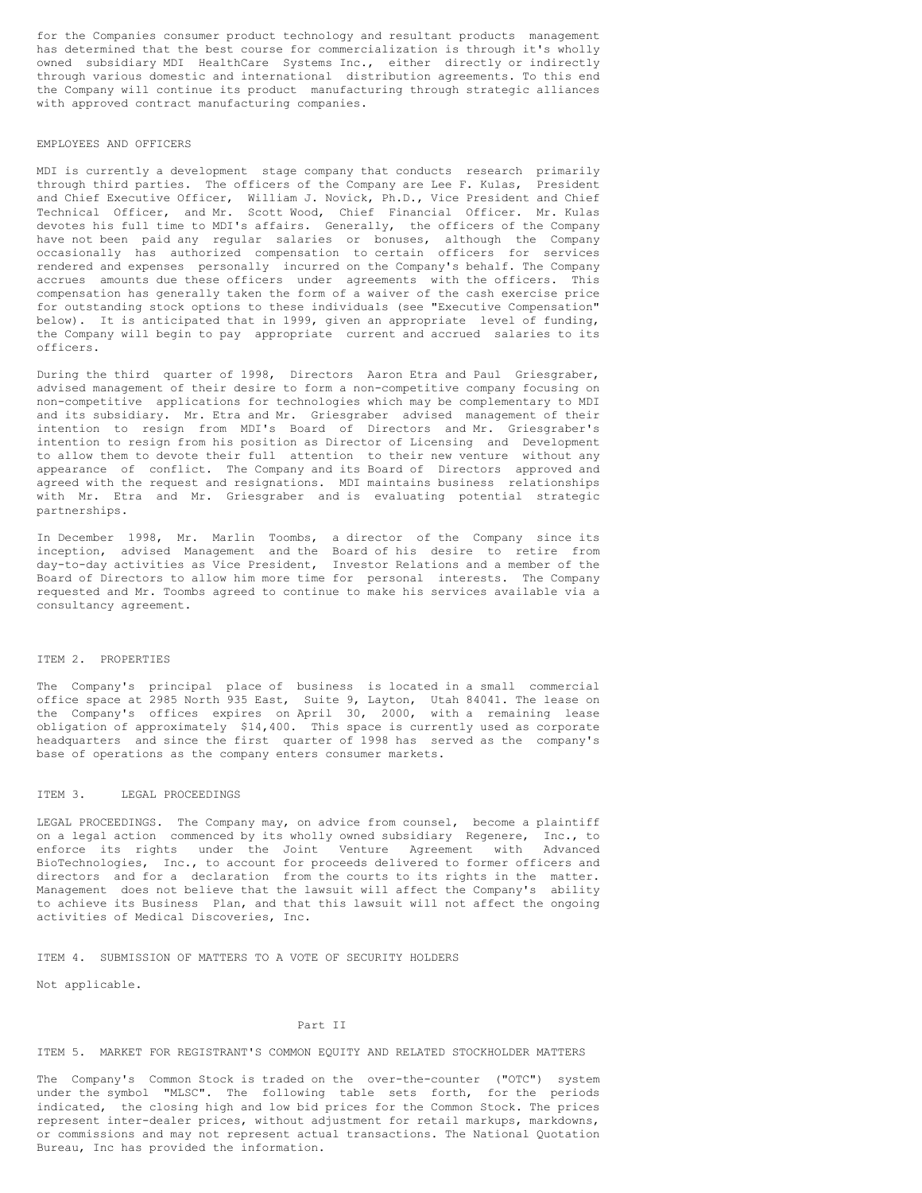for the Companies consumer product technology and resultant products management has determined that the best course for commercialization is through it's wholly owned subsidiary MDI HealthCare Systems Inc., either directly or indirectly through various domestic and international distribution agreements. To this end the Company will continue its product manufacturing through strategic alliances with approved contract manufacturing companies.

## EMPLOYEES AND OFFICERS

MDI is currently a development stage company that conducts research primarily through third parties. The officers of the Company are Lee F. Kulas, President and Chief Executive Officer, William J. Novick, Ph.D., Vice President and Chief Technical Officer, and Mr. Scott Wood, Chief Financial Officer. Mr. Kulas devotes his full time to MDI's affairs. Generally, the officers of the Company have not been paid any regular salaries or bonuses, although the Company occasionally has authorized compensation to certain officers for services rendered and expenses personally incurred on the Company's behalf. The Company accrues amounts due these officers under agreements with the officers. This compensation has generally taken the form of a waiver of the cash exercise price for outstanding stock options to these individuals (see "Executive Compensation" below). It is anticipated that in 1999, given an appropriate level of funding, the Company will begin to pay appropriate current and accrued salaries to its officers.

During the third quarter of 1998, Directors Aaron Etra and Paul Griesgraber, advised management of their desire to form a non-competitive company focusing on non-competitive applications for technologies which may be complementary to MDI and its subsidiary. Mr. Etra and Mr. Griesgraber advised management of their intention to resign from MDI's Board of Directors and Mr. Griesgraber's intention to resign from his position as Director of Licensing and Development to allow them to devote their full attention to their new venture without any appearance of conflict. The Company and its Board of Directors approved and agreed with the request and resignations. MDI maintains business relationships with Mr. Etra and Mr. Griesgraber and is evaluating potential strategic partnerships.

In December 1998, Mr. Marlin Toombs, a director of the Company since its inception, advised Management and the Board of his desire to retire from day-to-day activities as Vice President, Investor Relations and a member of the Board of Directors to allow him more time for personal interests. The Company requested and Mr. Toombs agreed to continue to make his services available via a consultancy agreement.

## ITEM 2. PROPERTIES

The Company's principal place of business is located in a small commercial office space at 2985 North 935 East, Suite 9, Layton, Utah 84041. The lease on the Company's offices expires on April 30, 2000, with a remaining lease obligation of approximately $14,400. This space is currently used as corporate headquarters and since the first quarter of 1998 has served as the company's base of operations as the company enters consumer markets.

## ITEM 3. LEGAL PROCEEDINGS

LEGAL PROCEEDINGS. The Company may, on advice from counsel, become a plaintiff on a legal action commenced by its wholly owned subsidiary Regenere, Inc., to enforce its rights under the Joint Venture Agreement with Advanced BioTechnologies, Inc., to account for proceeds delivered to former officers and directors and for a declaration from the courts to its rights in the matter. Management does not believe that the lawsuit will affect the Company's ability to achieve its Business Plan, and that this lawsuit will not affect the ongoing activities of Medical Discoveries, Inc.

## ITEM 4. SUBMISSION OF MATTERS TO A VOTE OF SECURITY HOLDERS

Not applicable.

# Part II

## ITEM 5. MARKET FOR REGISTRANT'S COMMON EQUITY AND RELATED STOCKHOLDER MATTERS

The Company's Common Stock is traded on the over-the-counter ("OTC") system under the symbol "MLSC". The following table sets forth, for the periods indicated, the closing high and low bid prices for the Common Stock. The prices represent inter-dealer prices, without adjustment for retail markups, markdowns, or commissions and may not represent actual transactions. The National Quotation Bureau, Inc has provided the information.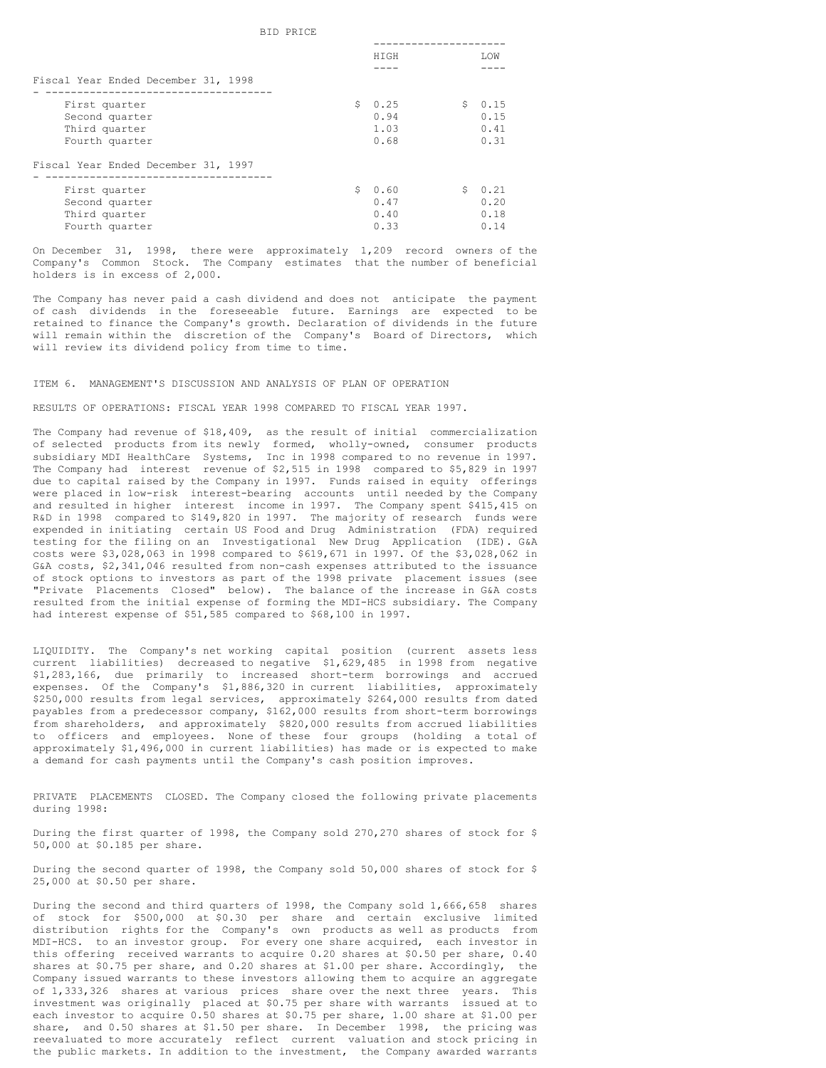| | BID PRICE | |
|---|---|---|
| | HIGH | LOW |
| **Fiscal Year Ended December 31, 1998** | | |
| First quarter | $ 0.25 | $ 0.15 |
| Second quarter | 0.94 | 0.15 |
| Third quarter | 1.03 | 0.41 |
| Fourth quarter | 0.68 | 0.31 |
| **Fiscal Year Ended December 31, 1997** | | |
| First quarter | $ 0.60 | $ 0.21 |
| Second quarter | 0.47 | 0.20 |
| Third quarter | 0.40 | 0.18 |
| Fourth quarter | 0.33 | 0.14 |

On December 31, 1998, there were approximately 1,209 record owners of the Company's Common Stock. The Company estimates that the number of beneficial holders is in excess of 2,000.

The Company has never paid a cash dividend and does not anticipate the payment of cash dividends in the foreseeable future. Earnings are expected to be retained to finance the Company's growth. Declaration of dividends in the future will remain within the discretion of the Company's Board of Directors, which will review its dividend policy from time to time.

## ITEM 6. MANAGEMENT'S DISCUSSION AND ANALYSIS OF PLAN OF OPERATION

RESULTS OF OPERATIONS: FISCAL YEAR 1998 COMPARED TO FISCAL YEAR 1997.

The Company had revenue of $18,409, as the result of initial commercialization of selected products from its newly formed, wholly-owned, consumer products subsidiary MDI HealthCare Systems, Inc in 1998 compared to no revenue in 1997. The Company had interest revenue of $2,515 in 1998 compared to $5,829 in 1997 due to capital raised by the Company in 1997. Funds raised in equity offerings were placed in low-risk interest-bearing accounts until needed by the Company and resulted in higher interest income in 1997. The Company spent $415,415 on R&D in 1998 compared to $149,820 in 1997. The majority of research funds were expended in initiating certain US Food and Drug Administration (FDA) required testing for the filing on an Investigational New Drug Application (IDE). G&A costs were $3,028,063 in 1998 compared to $619,671 in 1997. Of the $3,028,062 in G&A costs, $2,341,046 resulted from non-cash expenses attributed to the issuance of stock options to investors as part of the 1998 private placement issues (see "Private Placements Closed" below). The balance of the increase in G&A costs resulted from the initial expense of forming the MDI-HCS subsidiary. The Company had interest expense of $51,585 compared to $68,100 in 1997.

LIQUIDITY. The Company's net working capital position (current assets less current liabilities) decreased to negative $1,629,485 in 1998 from negative $1,283,166, due primarily to increased short-term borrowings and accrued expenses. Of the Company's $1,886,320 in current liabilities, approximately $250,000 results from legal services, approximately $264,000 results from dated payables from a predecessor company, $162,000 results from short-term borrowings from shareholders, and approximately $820,000 results from accrued liabilities to officers and employees. None of these four groups (holding a total of approximately $1,496,000 in current liabilities) has made or is expected to make a demand for cash payments until the Company's cash position improves.

PRIVATE PLACEMENTS CLOSED. The Company closed the following private placements during 1998:

During the first quarter of 1998, the Company sold 270,270 shares of stock for $ 50,000 at $0.185 per share.

During the second quarter of 1998, the Company sold 50,000 shares of stock for $ 25,000 at $0.50 per share.

During the second and third quarters of 1998, the Company sold 1,666,658 shares of stock for $500,000 at $0.30 per share and certain exclusive limited distribution rights for the Company's own products as well as products from MDI-HCS. to an investor group. For every one share acquired, each investor in this offering received warrants to acquire 0.20 shares at $0.50 per share, 0.40 shares at $0.75 per share, and 0.20 shares at $1.00 per share. Accordingly, the Company issued warrants to these investors allowing them to acquire an aggregate of 1,333,326 shares at various prices share over the next three years. This investment was originally placed at $0.75 per share with warrants issued at to each investor to acquire 0.50 shares at $0.75 per share, 1.00 share at $1.00 per share, and 0.50 shares at $1.50 per share. In December 1998, the pricing was reevaluated to more accurately reflect current valuation and stock pricing in the public markets. In addition to the investment, the Company awarded warrants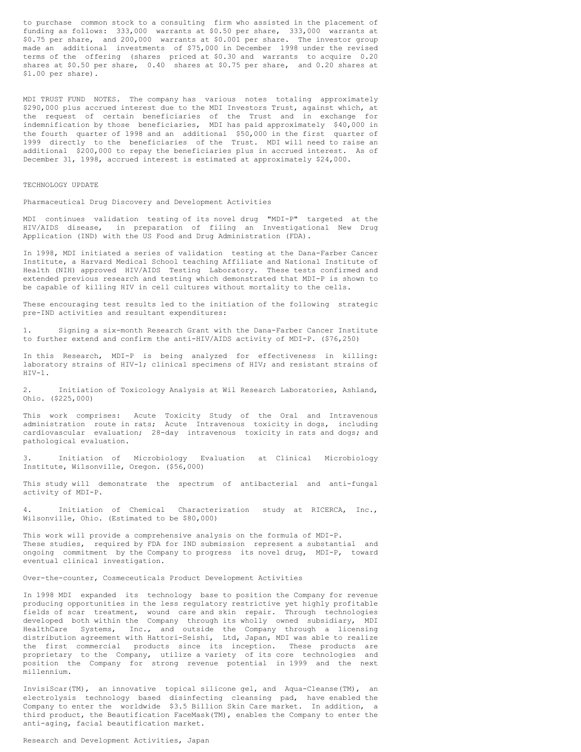to purchase common stock to a consulting firm who assisted in the placement of funding as follows: 333,000 warrants at $0.50 per share, 333,000 warrants at $0.75 per share, and 200,000 warrants at $0.001 per share. The investor group made an additional investments of $75,000 in December 1998 under the revised terms of the offering (shares priced at $0.30 and warrants to acquire 0.20 shares at $0.50 per share, 0.40 shares at $0.75 per share, and 0.20 shares at $1.00 per share).

MDI TRUST FUND NOTES. The company has various notes totaling approximately $290,000 plus accrued interest due to the MDI Investors Trust, against which, at the request of certain beneficiaries of the Trust and in exchange for indemnification by those beneficiaries, MDI has paid approximately $40,000 in the fourth quarter of 1998 and an additional $50,000 in the first quarter of 1999 directly to the beneficiaries of the Trust. MDI will need to raise an additional $200,000 to repay the beneficiaries plus in accrued interest. As of December 31, 1998, accrued interest is estimated at approximately $24,000.

## TECHNOLOGY UPDATE

### Pharmaceutical Drug Discovery and Development Activities

MDI continues validation testing of its novel drug "MDI-P" targeted at the HIV/AIDS disease, in preparation of filing an Investigational New Drug Application (IND) with the US Food and Drug Administration (FDA).

In 1998, MDI initiated a series of validation testing at the Dana-Farber Cancer Institute, a Harvard Medical School teaching Affiliate and National Institute of Health (NIH) approved HIV/AIDS Testing Laboratory. These tests confirmed and extended previous research and testing which demonstrated that MDI-P is shown to be capable of killing HIV in cell cultures without mortality to the cells.

These encouraging test results led to the initiation of the following strategic pre-IND activities and resultant expenditures:

1. Signing a six-month Research Grant with the Dana-Farber Cancer Institute to further extend and confirm the anti-HIV/AIDS activity of MDI-P. ($76,250)

In this Research, MDI-P is being analyzed for effectiveness in killing: laboratory strains of HIV-1; clinical specimens of HIV; and resistant strains of HIV-1.

2. Initiation of Toxicology Analysis at Wil Research Laboratories, Ashland, Ohio. ($225,000)

This work comprises: Acute Toxicity Study of the Oral and Intravenous administration route in rats; Acute Intravenous toxicity in dogs, including cardiovascular evaluation; 28-day intravenous toxicity in rats and dogs; and pathological evaluation.

3. Initiation of Microbiology Evaluation at Clinical Microbiology Institute, Wilsonville, Oregon. ($56,000)

This study will demonstrate the spectrum of antibacterial and anti-fungal activity of MDI-P.

4. Initiation of Chemical Characterization study at RICERCA, Inc., Wilsonville, Ohio. (Estimated to be $80,000)

This work will provide a comprehensive analysis on the formula of MDI-P. These studies, required by FDA for IND submission represent a substantial and ongoing commitment by the Company to progress its novel drug, MDI-P, toward eventual clinical investigation.

### Over-the-counter, Cosmeceuticals Product Development Activities

In 1998 MDI expanded its technology base to position the Company for revenue producing opportunities in the less regulatory restrictive yet highly profitable fields of scar treatment, wound care and skin repair. Through technologies developed both within the Company through its wholly owned subsidiary, MDI HealthCare Systems, Inc., and outside the Company through a licensing distribution agreement with Hattori-Seishi, Ltd, Japan, MDI was able to realize the first commercial products since its inception. These products are proprietary to the Company, utilize a variety of its core technologies and position the Company for strong revenue potential in 1999 and the next millennium.

InvisiScar(TM), an innovative topical silicone gel, and Aqua-Cleanse(TM), an electrolysis technology based disinfecting cleansing pad, have enabled the Company to enter the worldwide $3.5 Billion Skin Care market. In addition, a third product, the Beautification FaceMask(TM), enables the Company to enter the anti-aging, facial beautification market.

### Research and Development Activities, Japan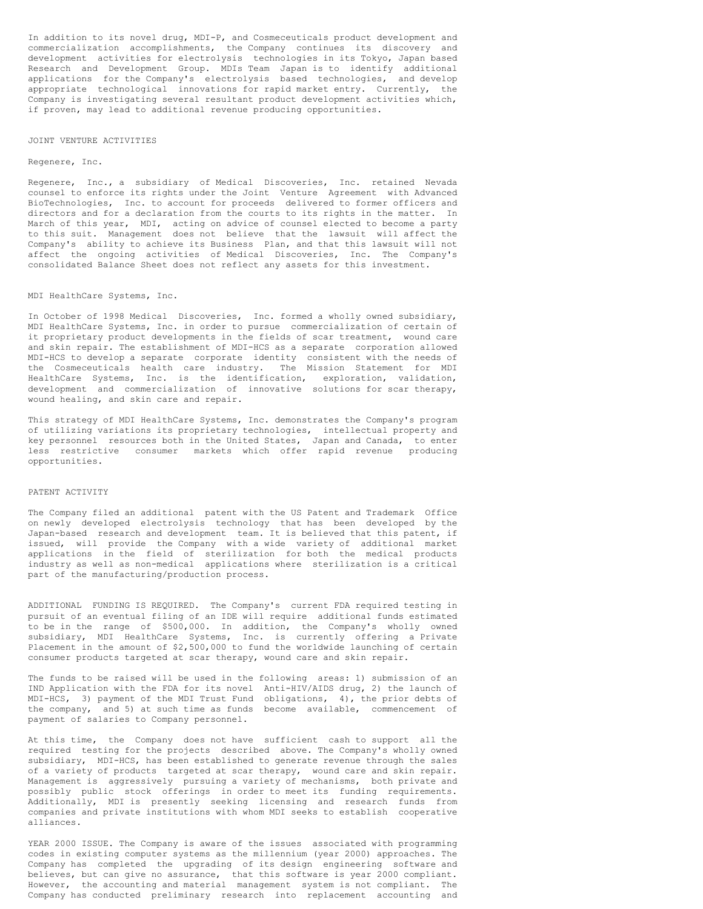In addition to its novel drug, MDI-P, and Cosmeceuticals product development and commercialization accomplishments, the Company continues its discovery and development activities for electrolysis technologies in its Tokyo, Japan based Research and Development Group. MDIs Team Japan is to identify additional applications for the Company's electrolysis based technologies, and develop appropriate technological innovations for rapid market entry. Currently, the Company is investigating several resultant product development activities which, if proven, may lead to additional revenue producing opportunities.

## JOINT VENTURE ACTIVITIES

### Regenere, Inc.

Regenere, Inc., a subsidiary of Medical Discoveries, Inc. retained Nevada counsel to enforce its rights under the Joint Venture Agreement with Advanced BioTechnologies, Inc. to account for proceeds delivered to former officers and directors and for a declaration from the courts to its rights in the matter. In March of this year, MDI, acting on advice of counsel elected to become a party to this suit. Management does not believe that the lawsuit will affect the Company's ability to achieve its Business Plan, and that this lawsuit will not affect the ongoing activities of Medical Discoveries, Inc. The Company's consolidated Balance Sheet does not reflect any assets for this investment.

### MDI HealthCare Systems, Inc.

In October of 1998 Medical Discoveries, Inc. formed a wholly owned subsidiary, MDI HealthCare Systems, Inc. in order to pursue commercialization of certain of it proprietary product developments in the fields of scar treatment, wound care and skin repair. The establishment of MDI-HCS as a separate corporation allowed MDI-HCS to develop a separate corporate identity consistent with the needs of the Cosmeceuticals health care industry. The Mission Statement for MDI HealthCare Systems, Inc. is the identification, exploration, validation, development and commercialization of innovative solutions for scar therapy, wound healing, and skin care and repair.

This strategy of MDI HealthCare Systems, Inc. demonstrates the Company's program of utilizing variations its proprietary technologies, intellectual property and key personnel resources both in the United States, Japan and Canada, to enter less restrictive consumer markets which offer rapid revenue producing opportunities.

## PATENT ACTIVITY

The Company filed an additional patent with the US Patent and Trademark Office on newly developed electrolysis technology that has been developed by the Japan-based research and development team. It is believed that this patent, if issued, will provide the Company with a wide variety of additional market applications in the field of sterilization for both the medical products industry as well as non-medical applications where sterilization is a critical part of the manufacturing/production process.

ADDITIONAL FUNDING IS REQUIRED. The Company's current FDA required testing in pursuit of an eventual filing of an IDE will require additional funds estimated to be in the range of $500,000. In addition, the Company's wholly owned subsidiary, MDI HealthCare Systems, Inc. is currently offering a Private Placement in the amount of $2,500,000 to fund the worldwide launching of certain consumer products targeted at scar therapy, wound care and skin repair.

The funds to be raised will be used in the following areas: 1) submission of an IND Application with the FDA for its novel Anti-HIV/AIDS drug, 2) the launch of MDI-HCS, 3) payment of the MDI Trust Fund obligations, 4), the prior debts of the company, and 5) at such time as funds become available, commencement of payment of salaries to Company personnel.

At this time, the Company does not have sufficient cash to support all the required testing for the projects described above. The Company's wholly owned subsidiary, MDI-HCS, has been established to generate revenue through the sales of a variety of products targeted at scar therapy, wound care and skin repair. Management is aggressively pursuing a variety of mechanisms, both private and possibly public stock offerings in order to meet its funding requirements. Additionally, MDI is presently seeking licensing and research funds from companies and private institutions with whom MDI seeks to establish cooperative alliances.

YEAR 2000 ISSUE. The Company is aware of the issues associated with programming codes in existing computer systems as the millennium (year 2000) approaches. The Company has completed the upgrading of its design engineering software and believes, but can give no assurance, that this software is year 2000 compliant. However, the accounting and material management system is not compliant. The Company has conducted preliminary research into replacement accounting and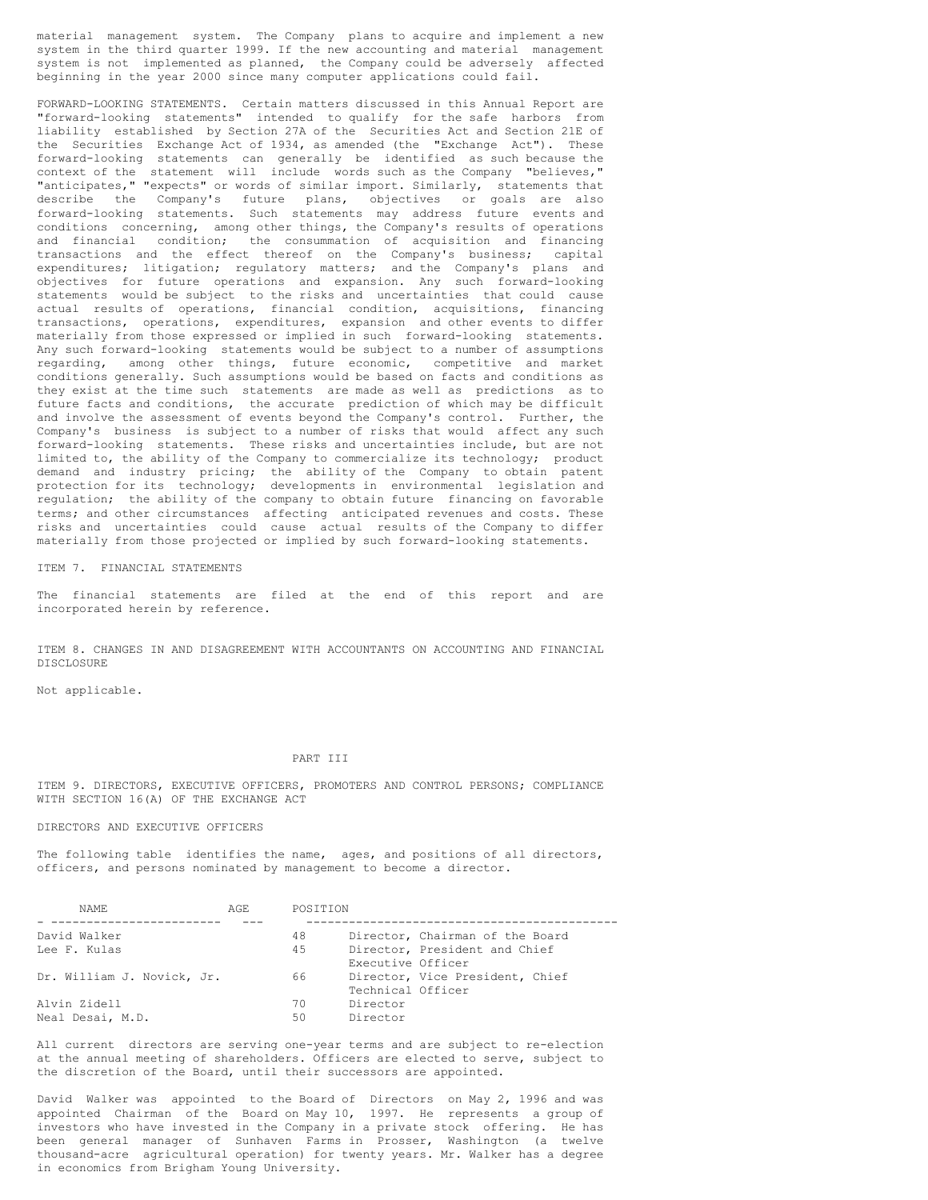material management system. The Company plans to acquire and implement a new system in the third quarter 1999. If the new accounting and material management system is not implemented as planned, the Company could be adversely affected beginning in the year 2000 since many computer applications could fail.

FORWARD-LOOKING STATEMENTS. Certain matters discussed in this Annual Report are "forward-looking statements" intended to qualify for the safe harbors from liability established by Section 27A of the Securities Act and Section 21E of the Securities Exchange Act of 1934, as amended (the "Exchange Act"). These forward-looking statements can generally be identified as such because the context of the statement will include words such as the Company "believes," "anticipates," "expects" or words of similar import. Similarly, statements that describe the Company's future plans, objectives or goals are also forward-looking statements. Such statements may address future events and conditions concerning, among other things, the Company's results of operations and financial condition; the consummation of acquisition and financing transactions and the effect thereof on the Company's business; capital expenditures; litigation; regulatory matters; and the Company's plans and objectives for future operations and expansion. Any such forward-looking statements would be subject to the risks and uncertainties that could cause actual results of operations, financial condition, acquisitions, financing transactions, operations, expenditures, expansion and other events to differ materially from those expressed or implied in such forward-looking statements. Any such forward-looking statements would be subject to a number of assumptions regarding, among other things, future economic, competitive and market conditions generally. Such assumptions would be based on facts and conditions as they exist at the time such statements are made as well as predictions as to future facts and conditions, the accurate prediction of which may be difficult and involve the assessment of events beyond the Company's control. Further, the Company's business is subject to a number of risks that would affect any such forward-looking statements. These risks and uncertainties include, but are not limited to, the ability of the Company to commercialize its technology; product demand and industry pricing; the ability of the Company to obtain patent protection for its technology; developments in environmental legislation and regulation; the ability of the company to obtain future financing on favorable terms; and other circumstances affecting anticipated revenues and costs. These risks and uncertainties could cause actual results of the Company to differ materially from those projected or implied by such forward-looking statements.

ITEM 7. FINANCIAL STATEMENTS

The financial statements are filed at the end of this report and are incorporated herein by reference.

ITEM 8. CHANGES IN AND DISAGREEMENT WITH ACCOUNTANTS ON ACCOUNTING AND FINANCIAL DISCLOSURE

Not applicable.

PART III

ITEM 9. DIRECTORS, EXECUTIVE OFFICERS, PROMOTERS AND CONTROL PERSONS; COMPLIANCE WITH SECTION 16(A) OF THE EXCHANGE ACT

DIRECTORS AND EXECUTIVE OFFICERS

The following table identifies the name, ages, and positions of all directors, officers, and persons nominated by management to become a director.

| NAME | AGE | POSITION |
|---|---|---|
| David Walker | 48 | Director, Chairman of the Board |
| Lee F. Kulas | 45 | Director, President and Chief Executive Officer |
| Dr. William J. Novick, Jr. | 66 | Director, Vice President, Chief Technical Officer |
| Alvin Zidell | 70 | Director |
| Neal Desai, M.D. | 50 | Director |

All current directors are serving one-year terms and are subject to re-election at the annual meeting of shareholders. Officers are elected to serve, subject to the discretion of the Board, until their successors are appointed.

David Walker was appointed to the Board of Directors on May 2, 1996 and was appointed Chairman of the Board on May 10, 1997. He represents a group of investors who have invested in the Company in a private stock offering. He has been general manager of Sunhaven Farms in Prosser, Washington (a twelve thousand-acre agricultural operation) for twenty years. Mr. Walker has a degree in economics from Brigham Young University.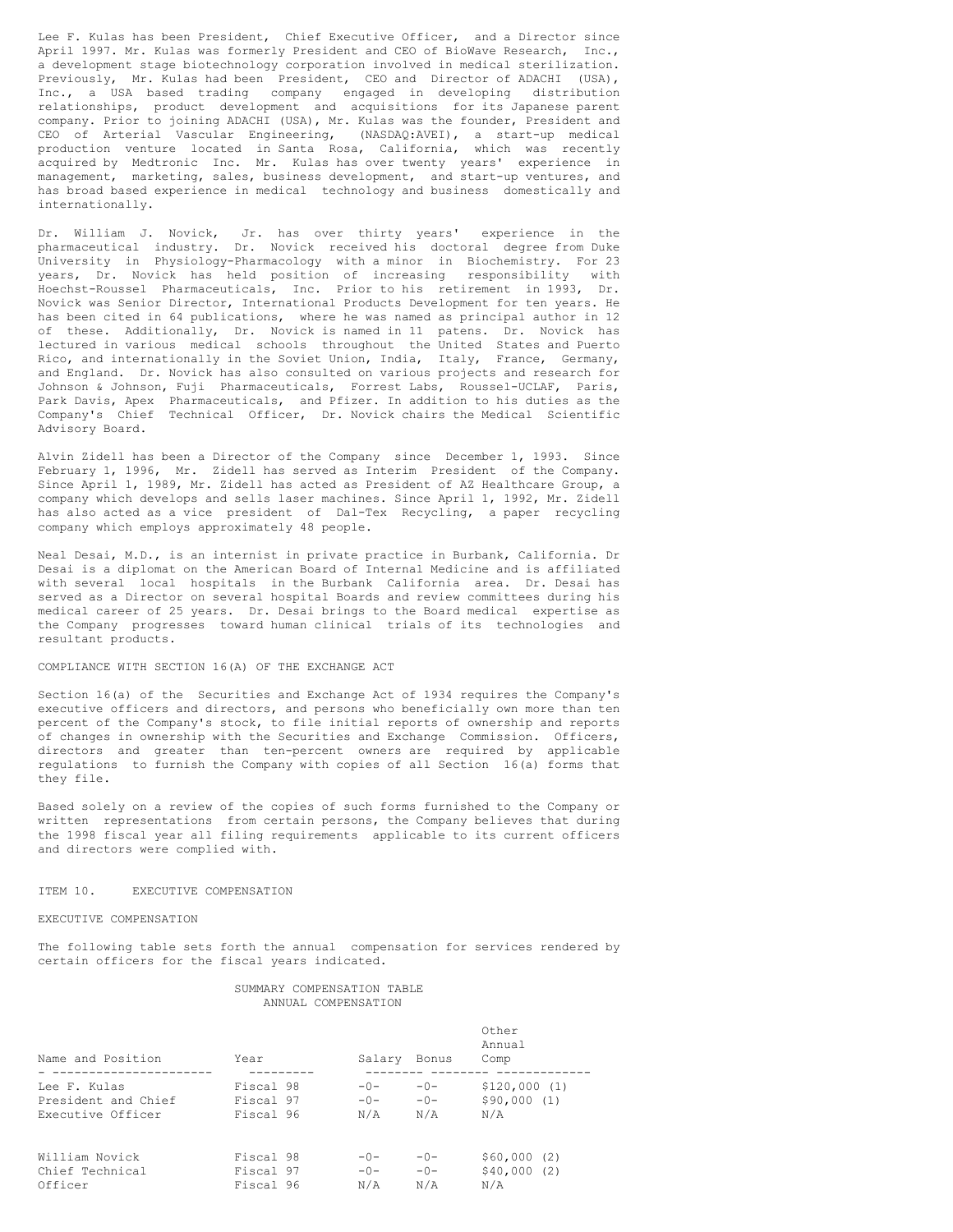Lee F. Kulas has been President, Chief Executive Officer, and a Director since April 1997. Mr. Kulas was formerly President and CEO of BioWave Research, Inc., a development stage biotechnology corporation involved in medical sterilization. Previously, Mr. Kulas had been President, CEO and Director of ADACHI (USA), Inc., a USA based trading company engaged in developing distribution relationships, product development and acquisitions for its Japanese parent company. Prior to joining ADACHI (USA), Mr. Kulas was the founder, President and CEO of Arterial Vascular Engineering, (NASDAQ:AVEI), a start-up medical production venture located in Santa Rosa, California, which was recently acquired by Medtronic Inc. Mr. Kulas has over twenty years' experience in management, marketing, sales, business development, and start-up ventures, and has broad based experience in medical technology and business domestically and internationally.

Dr. William J. Novick, Jr. has over thirty years' experience in the pharmaceutical industry. Dr. Novick received his doctoral degree from Duke University in Physiology-Pharmacology with a minor in Biochemistry. For 23 years, Dr. Novick has held position of increasing responsibility with Hoechst-Roussel Pharmaceuticals, Inc. Prior to his retirement in 1993, Dr. Novick was Senior Director, International Products Development for ten years. He has been cited in 64 publications, where he was named as principal author in 12 of these. Additionally, Dr. Novick is named in 11 patens. Dr. Novick has lectured in various medical schools throughout the United States and Puerto Rico, and internationally in the Soviet Union, India, Italy, France, Germany, and England. Dr. Novick has also consulted on various projects and research for Johnson & Johnson, Fuji Pharmaceuticals, Forrest Labs, Roussel-UCLAF, Paris, Park Davis, Apex Pharmaceuticals, and Pfizer. In addition to his duties as the Company's Chief Technical Officer, Dr. Novick chairs the Medical Scientific Advisory Board.

Alvin Zidell has been a Director of the Company since December 1, 1993. Since February 1, 1996, Mr. Zidell has served as Interim President of the Company. Since April 1, 1989, Mr. Zidell has acted as President of AZ Healthcare Group, a company which develops and sells laser machines. Since April 1, 1992, Mr. Zidell has also acted as a vice president of Dal-Tex Recycling, a paper recycling company which employs approximately 48 people.

Neal Desai, M.D., is an internist in private practice in Burbank, California. Dr Desai is a diplomat on the American Board of Internal Medicine and is affiliated with several local hospitals in the Burbank California area. Dr. Desai has served as a Director on several hospital Boards and review committees during his medical career of 25 years. Dr. Desai brings to the Board medical expertise as the Company progresses toward human clinical trials of its technologies and resultant products.

COMPLIANCE WITH SECTION 16(A) OF THE EXCHANGE ACT

Section 16(a) of the Securities and Exchange Act of 1934 requires the Company's executive officers and directors, and persons who beneficially own more than ten percent of the Company's stock, to file initial reports of ownership and reports of changes in ownership with the Securities and Exchange Commission. Officers, directors and greater than ten-percent owners are required by applicable regulations to furnish the Company with copies of all Section 16(a) forms that they file.

Based solely on a review of the copies of such forms furnished to the Company or written representations from certain persons, the Company believes that during the 1998 fiscal year all filing requirements applicable to its current officers and directors were complied with.

ITEM 10. EXECUTIVE COMPENSATION

EXECUTIVE COMPENSATION

The following table sets forth the annual compensation for services rendered by certain officers for the fiscal years indicated.

SUMMARY COMPENSATION TABLE
ANNUAL COMPENSATION

| Name and Position | Year | Salary | Bonus | Other Annual Comp |
|---|---|---|---|---|
| Lee F. Kulas | Fiscal 98 | -0- | -0- | $120,000 (1) |
| President and Chief | Fiscal 97 | -0- | -0- | $90,000 (1) |
| Executive Officer | Fiscal 96 | N/A | N/A | N/A |
| William Novick | Fiscal 98 | -0- | -0- | $60,000 (2) |
| Chief Technical | Fiscal 97 | -0- | -0- | $40,000 (2) |
| Officer | Fiscal 96 | N/A | N/A | N/A |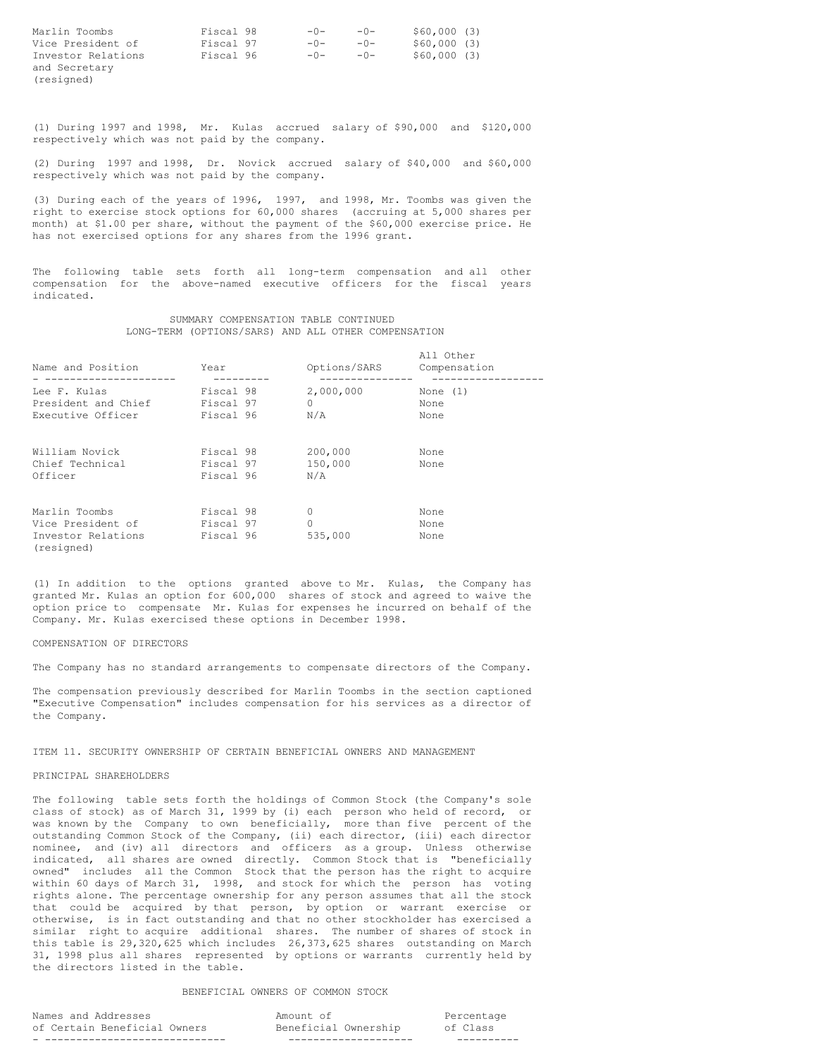| | | | | |
|---|---|---|---|---|
| Marlin Toombs | Fiscal 98 | -0- | -0- | $60,000 (3) |
| Vice President of | Fiscal 97 | -0- | -0- | $60,000 (3) |
| Investor Relations | Fiscal 96 | -0- | -0- | $60,000 (3) |
| and Secretary | | | | |
| (resigned) | | | | |

(1) During 1997 and 1998, Mr. Kulas accrued salary of $90,000 and $120,000 respectively which was not paid by the company.

(2) During 1997 and 1998, Dr. Novick accrued salary of $40,000 and $60,000 respectively which was not paid by the company.

(3) During each of the years of 1996, 1997, and 1998, Mr. Toombs was given the right to exercise stock options for 60,000 shares (accruing at 5,000 shares per month) at $1.00 per share, without the payment of the $60,000 exercise price. He has not exercised options for any shares from the 1996 grant.

The following table sets forth all long-term compensation and all other compensation for the above-named executive officers for the fiscal years indicated.

SUMMARY COMPENSATION TABLE CONTINUED
LONG-TERM (OPTIONS/SARS) AND ALL OTHER COMPENSATION

| Name and Position | Year | Options/SARS | All Other Compensation |
|---|---|---|---|
| Lee F. Kulas | Fiscal 98 | 2,000,000 | None (1) |
| President and Chief | Fiscal 97 | 0 | None |
| Executive Officer | Fiscal 96 | N/A | None |
| William Novick | Fiscal 98 | 200,000 | None |
| Chief Technical | Fiscal 97 | 150,000 | None |
| Officer | Fiscal 96 | N/A | |
| Marlin Toombs | Fiscal 98 | 0 | None |
| Vice President of | Fiscal 97 | 0 | None |
| Investor Relations | Fiscal 96 | 535,000 | None |
| (resigned) | | | |

(1) In addition to the options granted above to Mr. Kulas, the Company has granted Mr. Kulas an option for 600,000 shares of stock and agreed to waive the option price to compensate Mr. Kulas for expenses he incurred on behalf of the Company. Mr. Kulas exercised these options in December 1998.

COMPENSATION OF DIRECTORS

The Company has no standard arrangements to compensate directors of the Company.

The compensation previously described for Marlin Toombs in the section captioned "Executive Compensation" includes compensation for his services as a director of the Company.

ITEM 11. SECURITY OWNERSHIP OF CERTAIN BENEFICIAL OWNERS AND MANAGEMENT

PRINCIPAL SHAREHOLDERS

The following table sets forth the holdings of Common Stock (the Company's sole class of stock) as of March 31, 1999 by (i) each person who held of record, or was known by the Company to own beneficially, more than five percent of the outstanding Common Stock of the Company, (ii) each director, (iii) each director nominee, and (iv) all directors and officers as a group. Unless otherwise indicated, all shares are owned directly. Common Stock that is "beneficially owned" includes all the Common Stock that the person has the right to acquire within 60 days of March 31, 1998, and stock for which the person has voting rights alone. The percentage ownership for any person assumes that all the stock that could be acquired by that person, by option or warrant exercise or otherwise, is in fact outstanding and that no other stockholder has exercised a similar right to acquire additional shares. The number of shares of stock in this table is 29,320,625 which includes 26,373,625 shares outstanding on March 31, 1998 plus all shares represented by options or warrants currently held by the directors listed in the table.

BENEFICIAL OWNERS OF COMMON STOCK

| Names and Addresses of Certain Beneficial Owners | Amount of Beneficial Ownership | Percentage of Class |
|---|---|---|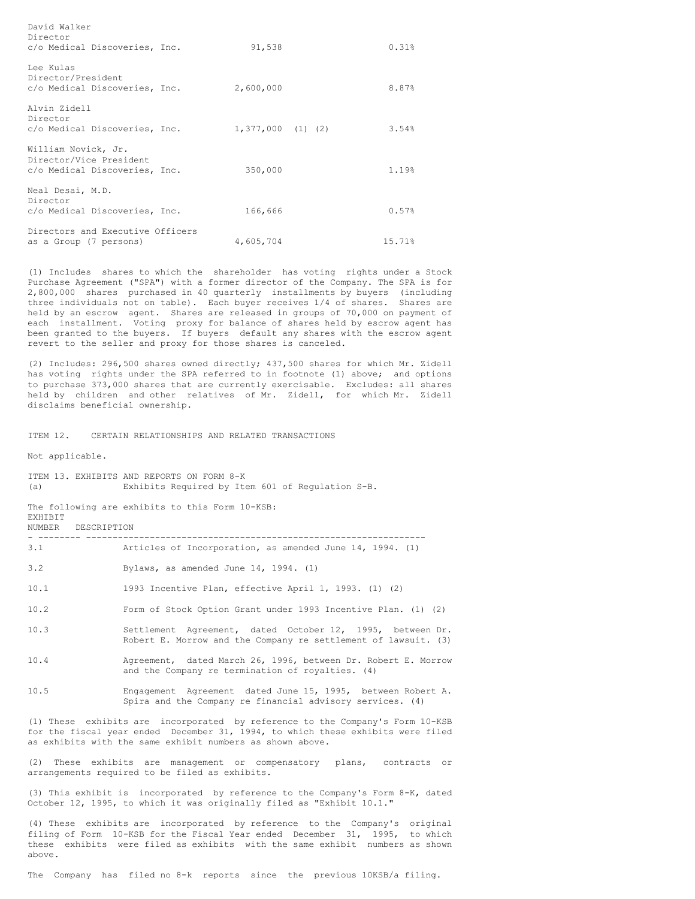| | | |
|---|---|---|
| David Walker<br>Director<br>c/o Medical Discoveries, Inc. | 91,538 | 0.31% |
| Lee Kulas<br>Director/President<br>c/o Medical Discoveries, Inc. | 2,600,000 | 8.87% |
| Alvin Zidell<br>Director<br>c/o Medical Discoveries, Inc. | 1,377,000 (1) (2) | 3.54% |
| William Novick, Jr.<br>Director/Vice President<br>c/o Medical Discoveries, Inc. | 350,000 | 1.19% |
| Neal Desai, M.D.<br>Director<br>c/o Medical Discoveries, Inc. | 166,666 | 0.57% |
| Directors and Executive Officers<br>as a Group (7 persons) | 4,605,704 | 15.71% |

(1) Includes shares to which the shareholder has voting rights under a Stock Purchase Agreement ("SPA") with a former director of the Company. The SPA is for 2,800,000 shares purchased in 40 quarterly installments by buyers (including three individuals not on table). Each buyer receives 1/4 of shares. Shares are held by an escrow agent. Shares are released in groups of 70,000 on payment of each installment. Voting proxy for balance of shares held by escrow agent has been granted to the buyers. If buyers default any shares with the escrow agent revert to the seller and proxy for those shares is canceled.

(2) Includes: 296,500 shares owned directly; 437,500 shares for which Mr. Zidell has voting rights under the SPA referred to in footnote (1) above; and options to purchase 373,000 shares that are currently exercisable. Excludes: all shares held by children and other relatives of Mr. Zidell, for which Mr. Zidell disclaims beneficial ownership.

ITEM 12. CERTAIN RELATIONSHIPS AND RELATED TRANSACTIONS

Not applicable.

ITEM 13. EXHIBITS AND REPORTS ON FORM 8-K

(a) Exhibits Required by Item 601 of Regulation S-B.

The following are exhibits to this Form 10-KSB:

| EXHIBIT NUMBER | DESCRIPTION |
|---|---|
| 3.1 | Articles of Incorporation, as amended June 14, 1994. (1) |
| 3.2 | Bylaws, as amended June 14, 1994. (1) |
| 10.1 | 1993 Incentive Plan, effective April 1, 1993. (1) (2) |
| 10.2 | Form of Stock Option Grant under 1993 Incentive Plan. (1) (2) |
| 10.3 | Settlement Agreement, dated October 12, 1995, between Dr. Robert E. Morrow and the Company re settlement of lawsuit. (3) |
| 10.4 | Agreement, dated March 26, 1996, between Dr. Robert E. Morrow and the Company re termination of royalties. (4) |
| 10.5 | Engagement Agreement dated June 15, 1995, between Robert A. Spira and the Company re financial advisory services. (4) |

(1) These exhibits are incorporated by reference to the Company's Form 10-KSB for the fiscal year ended December 31, 1994, to which these exhibits were filed as exhibits with the same exhibit numbers as shown above.

(2) These exhibits are management or compensatory plans, contracts or arrangements required to be filed as exhibits.

(3) This exhibit is incorporated by reference to the Company's Form 8-K, dated October 12, 1995, to which it was originally filed as "Exhibit 10.1."

(4) These exhibits are incorporated by reference to the Company's original filing of Form 10-KSB for the Fiscal Year ended December 31, 1995, to which these exhibits were filed as exhibits with the same exhibit numbers as shown above.

The Company has filed no 8-k reports since the previous 10KSB/a filing.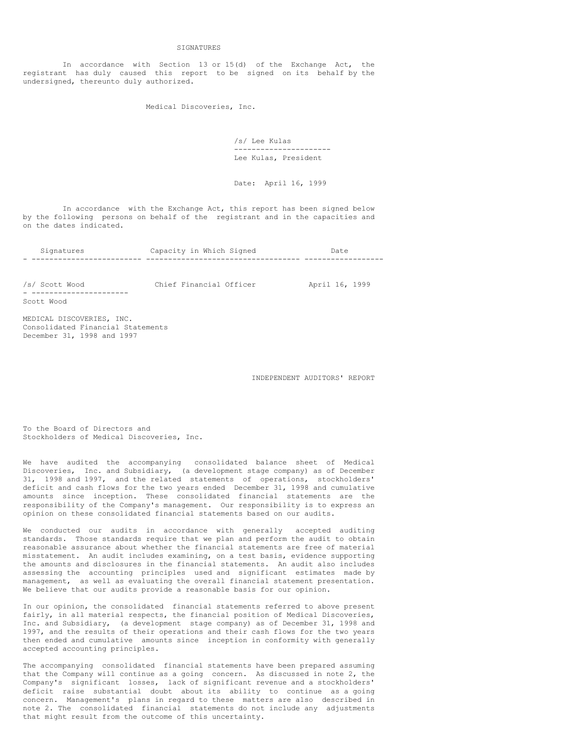## SIGNATURES

In accordance with Section 13 or 15(d) of the Exchange Act, the registrant has duly caused this report to be signed on its behalf by the undersigned, thereunto duly authorized.

Medical Discoveries, Inc.

/s/ Lee Kulas
Lee Kulas, President

Date: April 16, 1999

In accordance with the Exchange Act, this report has been signed below by the following persons on behalf of the registrant and in the capacities and on the dates indicated.

| Signatures | Capacity in Which Signed | Date |
|---|---|---|
| /s/ Scott Wood<br>Scott Wood | Chief Financial Officer | April 16, 1999 |

MEDICAL DISCOVERIES, INC.
Consolidated Financial Statements
December 31, 1998 and 1997

## INDEPENDENT AUDITORS' REPORT

To the Board of Directors and
Stockholders of Medical Discoveries, Inc.

We have audited the accompanying consolidated balance sheet of Medical Discoveries, Inc. and Subsidiary, (a development stage company) as of December 31, 1998 and 1997, and the related statements of operations, stockholders' deficit and cash flows for the two years ended December 31, 1998 and cumulative amounts since inception. These consolidated financial statements are the responsibility of the Company's management. Our responsibility is to express an opinion on these consolidated financial statements based on our audits.

We conducted our audits in accordance with generally accepted auditing standards. Those standards require that we plan and perform the audit to obtain reasonable assurance about whether the financial statements are free of material misstatement. An audit includes examining, on a test basis, evidence supporting the amounts and disclosures in the financial statements. An audit also includes assessing the accounting principles used and significant estimates made by management, as well as evaluating the overall financial statement presentation. We believe that our audits provide a reasonable basis for our opinion.

In our opinion, the consolidated financial statements referred to above present fairly, in all material respects, the financial position of Medical Discoveries, Inc. and Subsidiary, (a development stage company) as of December 31, 1998 and 1997, and the results of their operations and their cash flows for the two years then ended and cumulative amounts since inception in conformity with generally accepted accounting principles.

The accompanying consolidated financial statements have been prepared assuming that the Company will continue as a going concern. As discussed in note 2, the Company's significant losses, lack of significant revenue and a stockholders' deficit raise substantial doubt about its ability to continue as a going concern. Management's plans in regard to these matters are also described in note 2. The consolidated financial statements do not include any adjustments that might result from the outcome of this uncertainty.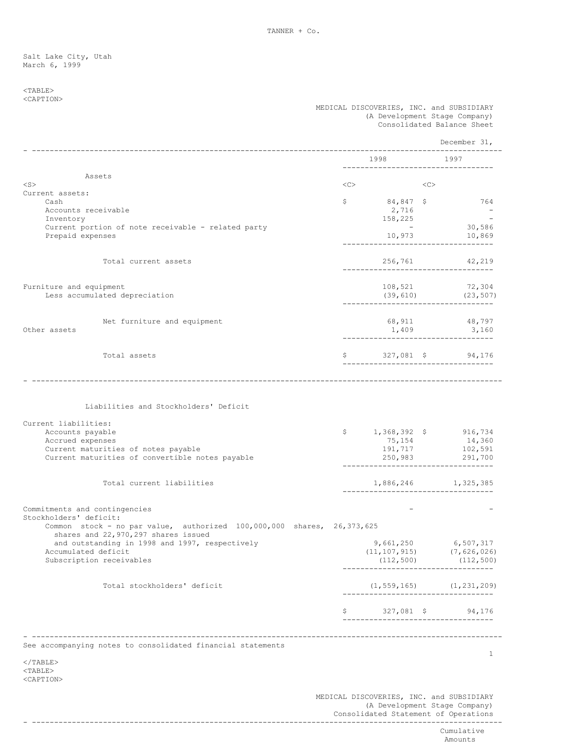TANNER + Co.

Salt Lake City, Utah
March 6, 1999

MEDICAL DISCOVERIES, INC. and SUBSIDIARY
(A Development Stage Company)
Consolidated Balance Sheet

| | December 31, 1998 | December 31, 1997 |
|---|---|---|
| **Assets** | | |
| Current assets: | | |
| Cash | $ 84,847 | $ 764 |
| Accounts receivable | 2,716 | - |
| Inventory | 158,225 | - |
| Current portion of note receivable - related party | - | 30,586 |
| Prepaid expenses | 10,973 | 10,869 |
| Total current assets | 256,761 | 42,219 |
| Furniture and equipment | 108,521 | 72,304 |
| Less accumulated depreciation | (39,610) | (23,507) |
| Net furniture and equipment | 68,911 | 48,797 |
| Other assets | 1,409 | 3,160 |
| Total assets | $ 327,081 | $ 94,176 |
| **Liabilities and Stockholders' Deficit** | | |
| Current liabilities: | | |
| Accounts payable | $ 1,368,392 | $ 916,734 |
| Accrued expenses | 75,154 | 14,360 |
| Current maturities of notes payable | 191,717 | 102,591 |
| Current maturities of convertible notes payable | 250,983 | 291,700 |
| Total current liabilities | 1,886,246 | 1,325,385 |
| Commitments and contingencies | - | - |
| Stockholders' deficit: | | |
| Common stock - no par value, authorized 100,000,000 shares, 26,373,625 shares and 22,970,297 shares issued and outstanding in 1998 and 1997, respectively | 9,661,250 | 6,507,317 |
| Accumulated deficit | (11,107,915) | (7,626,026) |
| Subscription receivables | (112,500) | (112,500) |
| Total stockholders' deficit | (1,559,165) | (1,231,209) |
| | $ 327,081 | $ 94,176 |

See accompanying notes to consolidated financial statements

MEDICAL DISCOVERIES, INC. and SUBSIDIARY
(A Development Stage Company)
Consolidated Statement of Operations

Cumulative
Amounts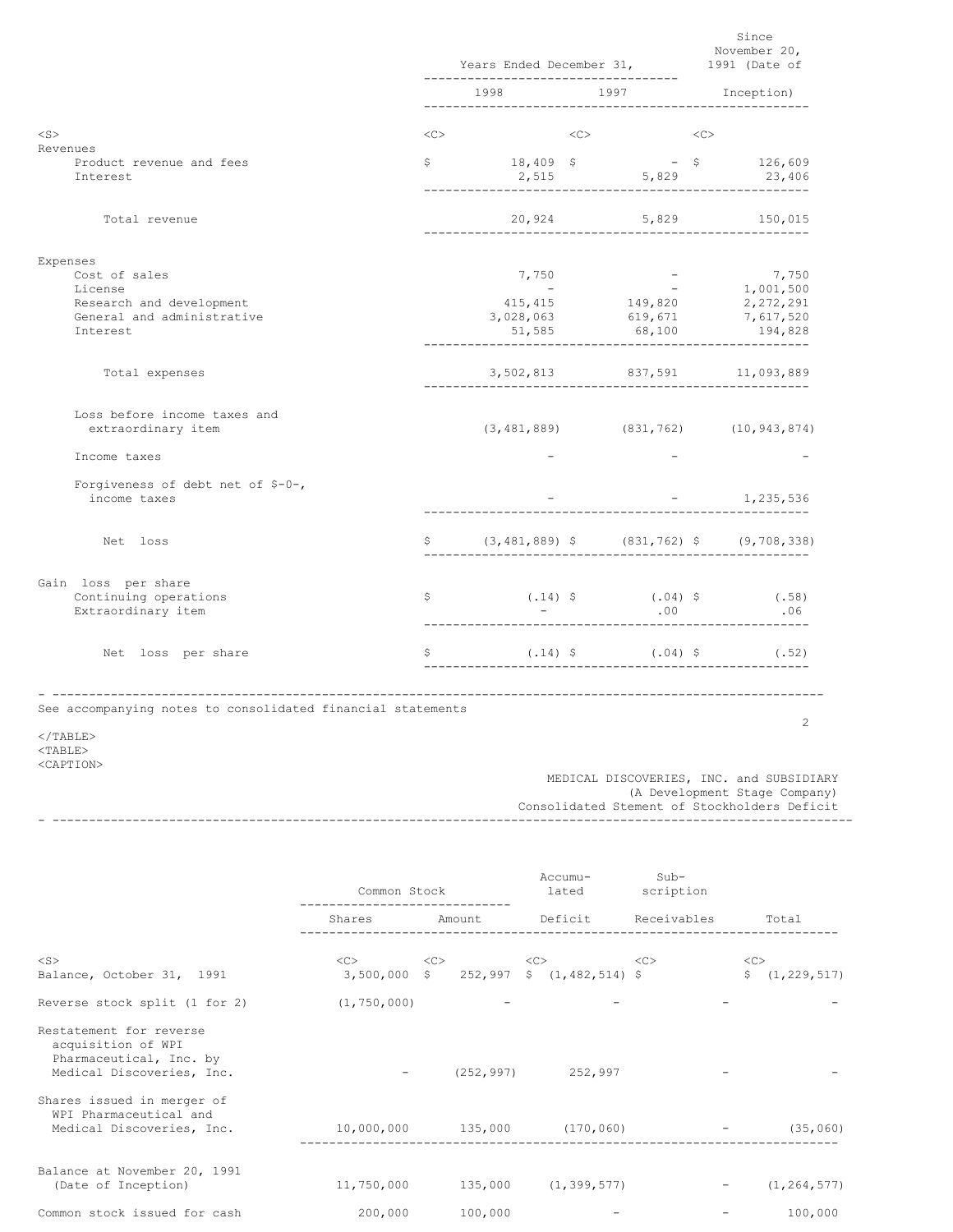| | Years Ended December 31, 1998 | Years Ended December 31, 1997 | Since November 20, 1991 (Date of Inception) |
|---|---|---|---|
| **Revenues** | | | |
| Product revenue and fees | $ 18,409 | $ - | $ 126,609 |
| Interest | 2,515 | 5,829 | 23,406 |
| Total revenue | 20,924 | 5,829 | 150,015 |
| **Expenses** | | | |
| Cost of sales | 7,750 | - | 7,750 |
| License | - | - | 1,001,500 |
| Research and development | 415,415 | 149,820 | 2,272,291 |
| General and administrative | 3,028,063 | 619,671 | 7,617,520 |
| Interest | 51,585 | 68,100 | 194,828 |
| Total expenses | 3,502,813 | 837,591 | 11,093,889 |
| Loss before income taxes and extraordinary item | (3,481,889) | (831,762) | (10,943,874) |
| Income taxes | - | - | - |
| Forgiveness of debt net of $-0-, income taxes | - | - | 1,235,536 |
| Net loss | $ (3,481,889) | $ (831,762) | $ (9,708,338) |
| **Gain loss per share** | | | |
| Continuing operations | $ (.14) | $ (.04) | $ (.58) |
| Extraordinary item | - | .00 | .06 |
| Net loss per share | $ (.14) | $ (.04) | $ (.52) |

See accompanying notes to consolidated financial statements

MEDICAL DISCOVERIES, INC. and SUBSIDIARY
(A Development Stage Company)
Consolidated Stement of Stockholders Deficit

| | Common Stock Shares | Common Stock Amount | Accumulated Deficit | Subscription Receivables | Total |
|---|---|---|---|---|---|
| Balance, October 31, 1991 | 3,500,000 | $ 252,997 | $ (1,482,514) | $ | $ (1,229,517) |
| Reverse stock split (1 for 2) | (1,750,000) | - | - | - | - |
| Restatement for reverse acquisition of WPI Pharmaceutical, Inc. by Medical Discoveries, Inc. | - | (252,997) | 252,997 | - | - |
| Shares issued in merger of WPI Pharmaceutical and Medical Discoveries, Inc. | 10,000,000 | 135,000 | (170,060) | - | (35,060) |
| Balance at November 20, 1991 (Date of Inception) | 11,750,000 | 135,000 | (1,399,577) | - | (1,264,577) |
| Common stock issued for cash | 200,000 | 100,000 | - | - | 100,000 |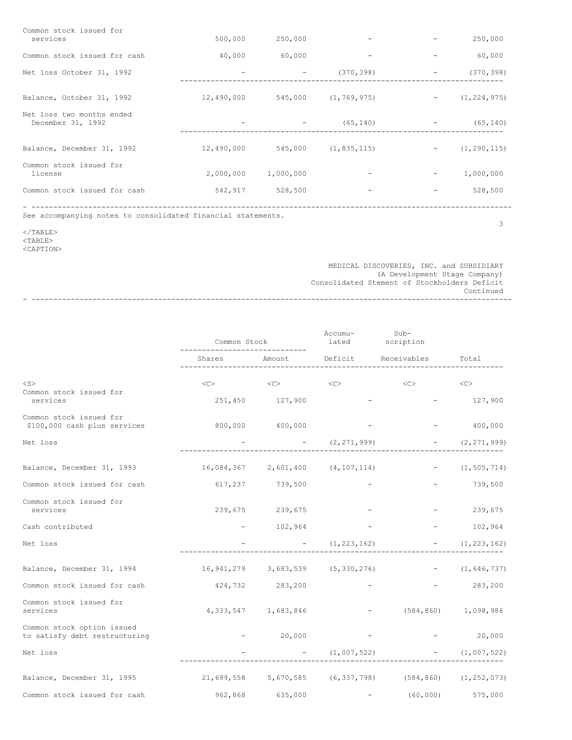| | Shares | Amount | Accumulated Deficit | Subscription Receivables | Total |
|---|---|---|---|---|---|
| Common stock issued for services | 500,000 | 250,000 | - | - | 250,000 |
| Common stock issued for cash | 40,000 | 60,000 | - | - | 60,000 |
| Net loss October 31, 1992 | - | - | (370,398) | - | (370,398) |
| Balance, October 31, 1992 | 12,490,000 | 545,000 | (1,769,975) | - | (1,224,975) |
| Net loss two months ended December 31, 1992 | - | - | (65,140) | - | (65,140) |
| Balance, December 31, 1992 | 12,490,000 | 545,000 | (1,835,115) | - | (1,290,115) |
| Common stock issued for license | 2,000,000 | 1,000,000 | - | - | 1,000,000 |
| Common stock issued for cash | 542,917 | 528,500 | - | - | 528,500 |

See accompanying notes to consolidated financial statements.

MEDICAL DISCOVERIES, INC. and SUBSIDIARY
(A Development Stage Company)
Consolidated Stement of Stockholders Deficit
Continued

| | Common Stock | | Accumu-lated | Sub-scription | |
|---|---|---|---|---|---|
| | Shares | Amount | Deficit | Receivables | Total |
| Common stock issued for services | 251,450 | 127,900 | - | - | 127,900 |
| Common stock issued for $100,000 cash plus services | 800,000 | 400,000 | - | - | 400,000 |
| Net loss | - | - | (2,271,999) | - | (2,271,999) |
| Balance, December 31, 1993 | 16,084,367 | 2,601,400 | (4,107,114) | - | (1,505,714) |
| Common stock issued for cash | 617,237 | 739,500 | - | - | 739,500 |
| Common stock issued for services | 239,675 | 239,675 | - | - | 239,675 |
| Cash contributed | - | 102,964 | - | - | 102,964 |
| Net loss | - | - | (1,223,162) | - | (1,223,162) |
| Balance, December 31, 1994 | 16,941,279 | 3,683,539 | (5,330,276) | - | (1,646,737) |
| Common stock issued for cash | 424,732 | 283,200 | - | - | 283,200 |
| Common stock issued for services | 4,333,547 | 1,683,846 | - | (584,860) | 1,098,986 |
| Common stock option issued to satisfy debt restructuring | - | 20,000 | - | - | 20,000 |
| Net loss | - | - | (1,007,522) | - | (1,007,522) |
| Balance, December 31, 1995 | 21,699,558 | 5,670,585 | (6,337,798) | (584,860) | (1,252,073) |
| Common stock issued for cash | 962,868 | 635,000 | - | (60,000) | 575,000 |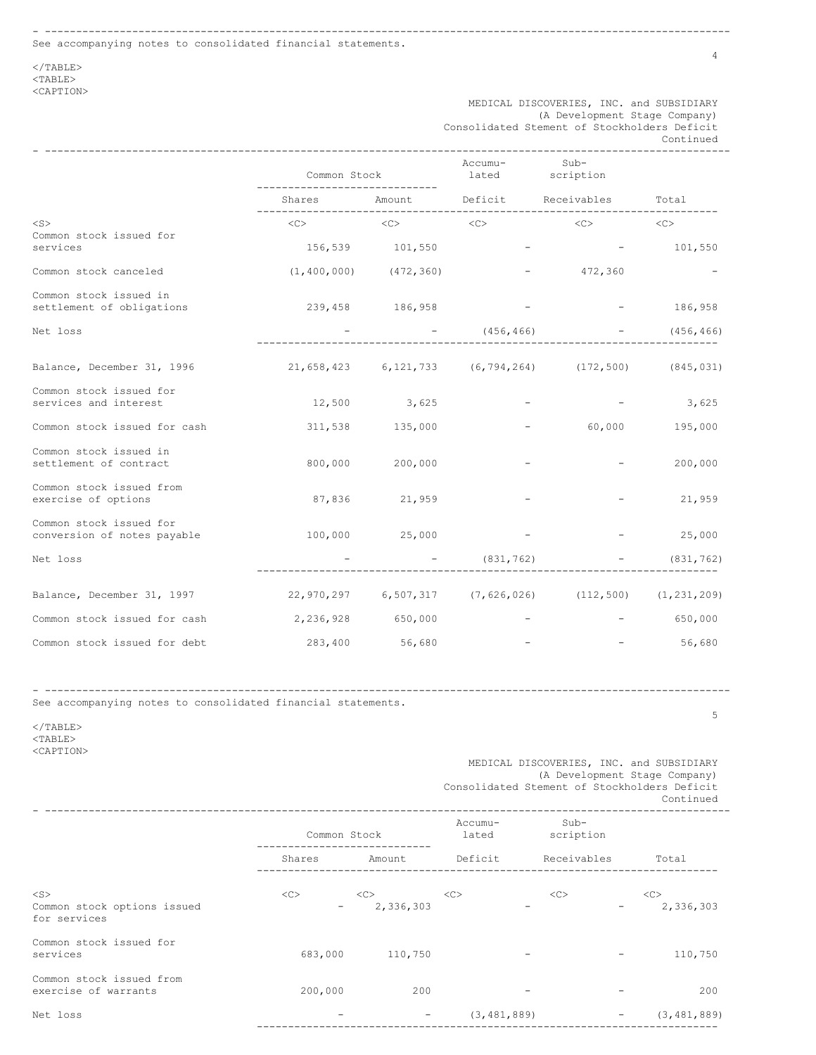See accompanying notes to consolidated financial statements.

MEDICAL DISCOVERIES, INC. and SUBSIDIARY
(A Development Stage Company)
Consolidated Stement of Stockholders Deficit
Continued

| | Common Stock | | Accumu-lated | Sub-scription | |
|---|---|---|---|---|---|
| | Shares | Amount | Deficit | Receivables | Total |
| Common stock issued for services | 156,539 | 101,550 | - | - | 101,550 |
| Common stock canceled | (1,400,000) | (472,360) | - | 472,360 | - |
| Common stock issued in settlement of obligations | 239,458 | 186,958 | - | - | 186,958 |
| Net loss | - | - | (456,466) | - | (456,466) |
| Balance, December 31, 1996 | 21,658,423 | 6,121,733 | (6,794,264) | (172,500) | (845,031) |
| Common stock issued for services and interest | 12,500 | 3,625 | - | - | 3,625 |
| Common stock issued for cash | 311,538 | 135,000 | - | 60,000 | 195,000 |
| Common stock issued in settlement of contract | 800,000 | 200,000 | - | - | 200,000 |
| Common stock issued from exercise of options | 87,836 | 21,959 | - | - | 21,959 |
| Common stock issued for conversion of notes payable | 100,000 | 25,000 | - | - | 25,000 |
| Net loss | - | - | (831,762) | - | (831,762) |
| Balance, December 31, 1997 | 22,970,297 | 6,507,317 | (7,626,026) | (112,500) | (1,231,209) |
| Common stock issued for cash | 2,236,928 | 650,000 | - | - | 650,000 |
| Common stock issued for debt | 283,400 | 56,680 | - | - | 56,680 |

See accompanying notes to consolidated financial statements.

MEDICAL DISCOVERIES, INC. and SUBSIDIARY
(A Development Stage Company)
Consolidated Stement of Stockholders Deficit
Continued

| | Common Stock | | Accumu-lated | Sub-scription | |
|---|---|---|---|---|---|
| | Shares | Amount | Deficit | Receivables | Total |
| Common stock options issued for services | - | 2,336,303 | - | - | 2,336,303 |
| Common stock issued for services | 683,000 | 110,750 | - | - | 110,750 |
| Common stock issued from exercise of warrants | 200,000 | 200 | - | - | 200 |
| Net loss | - | - | (3,481,889) | - | (3,481,889) |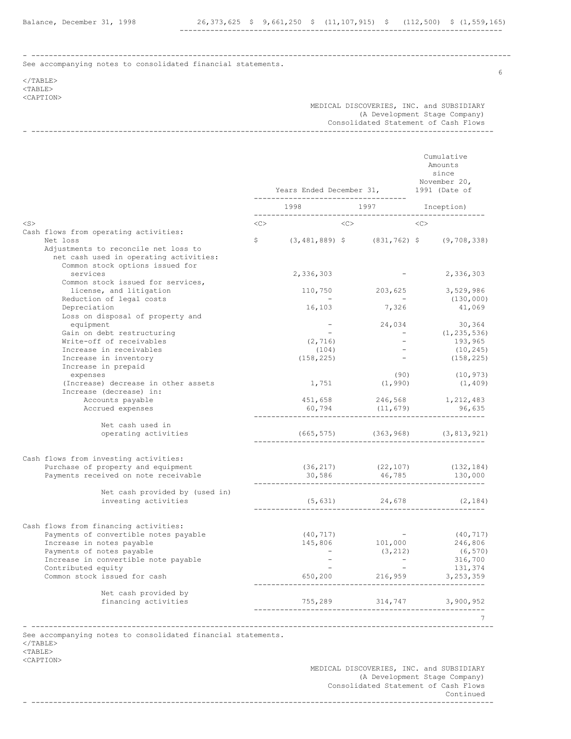| Balance, December 31, 1998 | 26,373,625 | $ 9,661,250 | $ (11,107,915) | $ (112,500) | $ (1,559,165) |
|---|---|---|---|---|---|

See accompanying notes to consolidated financial statements.

MEDICAL DISCOVERIES, INC. and SUBSIDIARY
(A Development Stage Company)
Consolidated Statement of Cash Flows

| | Years Ended December 31, 1998 | Years Ended December 31, 1997 | Cumulative Amounts since November 20, 1991 (Date of Inception) |
|---|---|---|---|
| Cash flows from operating activities: | | | |
| Net loss | $ (3,481,889) | $ (831,762) | $ (9,708,338) |
| Adjustments to reconcile net loss to net cash used in operating activities: | | | |
| Common stock options issued for services | 2,336,303 | - | 2,336,303 |
| Common stock issued for services, license, and litigation | 110,750 | 203,625 | 3,529,986 |
| Reduction of legal costs | - | - | (130,000) |
| Depreciation | 16,103 | 7,326 | 41,069 |
| Loss on disposal of property and equipment | - | 24,034 | 30,364 |
| Gain on debt restructuring | - | - | (1,235,536) |
| Write-off of receivables | (2,716) | - | 193,965 |
| Increase in receivables | (104) | - | (10,245) |
| Increase in inventory | (158,225) | - | (158,225) |
| Increase in prepaid expenses | | (90) | (10,973) |
| (Increase) decrease in other assets | 1,751 | (1,990) | (1,409) |
| Increase (decrease) in: | | | |
| Accounts payable | 451,658 | 246,568 | 1,212,483 |
| Accrued expenses | 60,794 | (11,679) | 96,635 |
| Net cash used in operating activities | (665,575) | (363,968) | (3,813,921) |
| Cash flows from investing activities: | | | |
| Purchase of property and equipment | (36,217) | (22,107) | (132,184) |
| Payments received on note receivable | 30,586 | 46,785 | 130,000 |
| Net cash provided by (used in) investing activities | (5,631) | 24,678 | (2,184) |
| Cash flows from financing activities: | | | |
| Payments of convertible notes payable | (40,717) | - | (40,717) |
| Increase in notes payable | 145,806 | 101,000 | 246,806 |
| Payments of notes payable | - | (3,212) | (6,570) |
| Increase in convertible note payable | - | - | 316,700 |
| Contributed equity | - | - | 131,374 |
| Common stock issued for cash | 650,200 | 216,959 | 3,253,359 |
| Net cash provided by financing activities | 755,289 | 314,747 | 3,900,952 |

See accompanying notes to consolidated financial statements.

MEDICAL DISCOVERIES, INC. and SUBSIDIARY
(A Development Stage Company)
Consolidated Statement of Cash Flows
Continued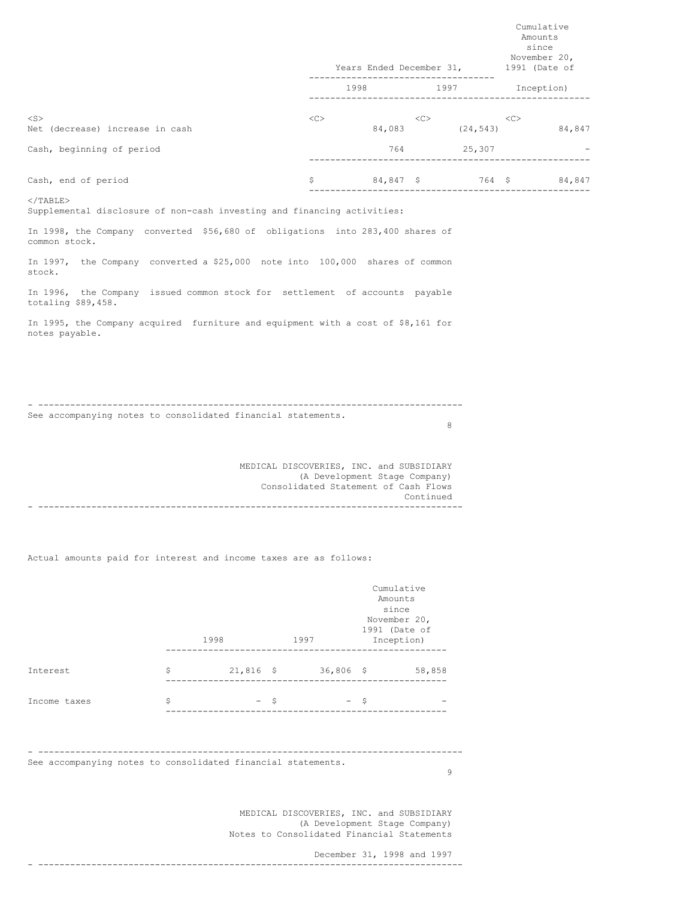| | Years Ended December 31, | | Cumulative Amounts since November 20, 1991 (Date of |
|---|---|---|---|
| | 1998 | 1997 | Inception) |
| Net (decrease) increase in cash | 84,083 | (24,543) | 84,847 |
| Cash, beginning of period | 764 | 25,307 | - |
| Cash, end of period | $ 84,847 | $ 764 | $ 84,847 |

Supplemental disclosure of non-cash investing and financing activities:

In 1998, the Company converted $56,680 of obligations into 283,400 shares of common stock.

In 1997, the Company converted a $25,000 note into 100,000 shares of common stock.

In 1996, the Company issued common stock for settlement of accounts payable totaling $89,458.

In 1995, the Company acquired furniture and equipment with a cost of $8,161 for notes payable.

See accompanying notes to consolidated financial statements.

MEDICAL DISCOVERIES, INC. and SUBSIDIARY
(A Development Stage Company)
Consolidated Statement of Cash Flows
Continued

Actual amounts paid for interest and income taxes are as follows:

| | 1998 | 1997 | Cumulative Amounts since November 20, 1991 (Date of Inception) |
|---|---|---|---|
| Interest | $ 21,816 | $ 36,806 | $ 58,858 |
| Income taxes | $ - | $ - | $ - |

See accompanying notes to consolidated financial statements.

MEDICAL DISCOVERIES, INC. and SUBSIDIARY
(A Development Stage Company)
Notes to Consolidated Financial Statements

December 31, 1998 and 1997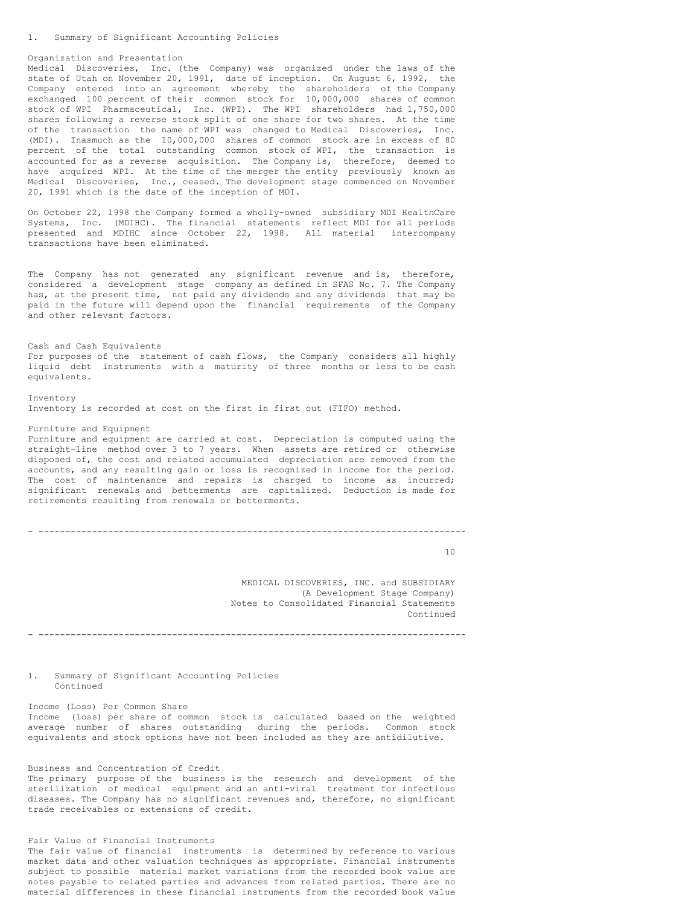## 1. Summary of Significant Accounting Policies

### Organization and Presentation

Medical Discoveries, Inc. (the Company) was organized under the laws of the state of Utah on November 20, 1991, date of inception. On August 6, 1992, the Company entered into an agreement whereby the shareholders of the Company exchanged 100 percent of their common stock for 10,000,000 shares of common stock of WPI Pharmaceutical, Inc. (WPI). The WPI shareholders had 1,750,000 shares following a reverse stock split of one share for two shares. At the time of the transaction the name of WPI was changed to Medical Discoveries, Inc. (MDI). Inasmuch as the 10,000,000 shares of common stock are in excess of 80 percent of the total outstanding common stock of WPI, the transaction is accounted for as a reverse acquisition. The Company is, therefore, deemed to have acquired WPI. At the time of the merger the entity previously known as Medical Discoveries, Inc., ceased. The development stage commenced on November 20, 1991 which is the date of the inception of MDI.

On October 22, 1998 the Company formed a wholly-owned subsidiary MDI HealthCare Systems, Inc. (MDIHC). The financial statements reflect MDI for all periods presented and MDIHC since October 22, 1998. All material intercompany transactions have been eliminated.

The Company has not generated any significant revenue and is, therefore, considered a development stage company as defined in SFAS No. 7. The Company has, at the present time, not paid any dividends and any dividends that may be paid in the future will depend upon the financial requirements of the Company and other relevant factors.

### Cash and Cash Equivalents

For purposes of the statement of cash flows, the Company considers all highly liquid debt instruments with a maturity of three months or less to be cash equivalents.

### Inventory

Inventory is recorded at cost on the first in first out (FIFO) method.

### Furniture and Equipment

Furniture and equipment are carried at cost. Depreciation is computed using the straight-line method over 3 to 7 years. When assets are retired or otherwise disposed of, the cost and related accumulated depreciation are removed from the accounts, and any resulting gain or loss is recognized in income for the period. The cost of maintenance and repairs is charged to income as incurred; significant renewals and betterments are capitalized. Deduction is made for retirements resulting from renewals or betterments.

---

MEDICAL DISCOVERIES, INC. and SUBSIDIARY
(A Development Stage Company)
Notes to Consolidated Financial Statements
Continued

---

## 1. Summary of Significant Accounting Policies Continued

### Income (Loss) Per Common Share

Income (loss) per share of common stock is calculated based on the weighted average number of shares outstanding during the periods. Common stock equivalents and stock options have not been included as they are antidilutive.

### Business and Concentration of Credit

The primary purpose of the business is the research and development of the sterilization of medical equipment and an anti-viral treatment for infectious diseases. The Company has no significant revenues and, therefore, no significant trade receivables or extensions of credit.

### Fair Value of Financial Instruments

The fair value of financial instruments is determined by reference to various market data and other valuation techniques as appropriate. Financial instruments subject to possible material market variations from the recorded book value are notes payable to related parties and advances from related parties. There are no material differences in these financial instruments from the recorded book value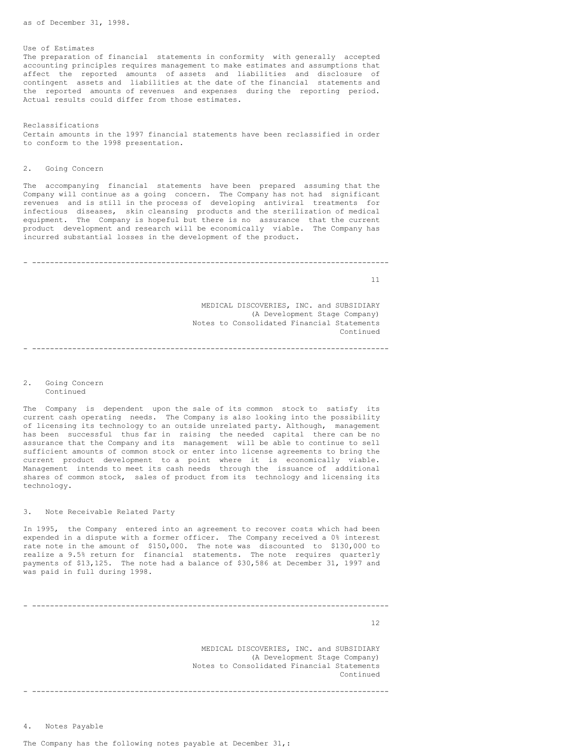as of December 31, 1998.

Use of Estimates

The preparation of financial statements in conformity with generally accepted accounting principles requires management to make estimates and assumptions that affect the reported amounts of assets and liabilities and disclosure of contingent assets and liabilities at the date of the financial statements and the reported amounts of revenues and expenses during the reporting period. Actual results could differ from those estimates.

Reclassifications

Certain amounts in the 1997 financial statements have been reclassified in order to conform to the 1998 presentation.

## 2. Going Concern

The accompanying financial statements have been prepared assuming that the Company will continue as a going concern. The Company has not had significant revenues and is still in the process of developing antiviral treatments for infectious diseases, skin cleansing products and the sterilization of medical equipment. The Company is hopeful but there is no assurance that the current product development and research will be economically viable. The Company has incurred substantial losses in the development of the product.

## 2. Going Concern Continued

The Company is dependent upon the sale of its common stock to satisfy its current cash operating needs. The Company is also looking into the possibility of licensing its technology to an outside unrelated party. Although, management has been successful thus far in raising the needed capital there can be no assurance that the Company and its management will be able to continue to sell sufficient amounts of common stock or enter into license agreements to bring the current product development to a point where it is economically viable. Management intends to meet its cash needs through the issuance of additional shares of common stock, sales of product from its technology and licensing its technology.

## 3. Note Receivable Related Party

In 1995, the Company entered into an agreement to recover costs which had been expended in a dispute with a former officer. The Company received a 0% interest rate note in the amount of $150,000. The note was discounted to $130,000 to realize a 9.5% return for financial statements. The note requires quarterly payments of $13,125. The note had a balance of $30,586 at December 31, 1997 and was paid in full during 1998.

## 4. Notes Payable

The Company has the following notes payable at December 31,: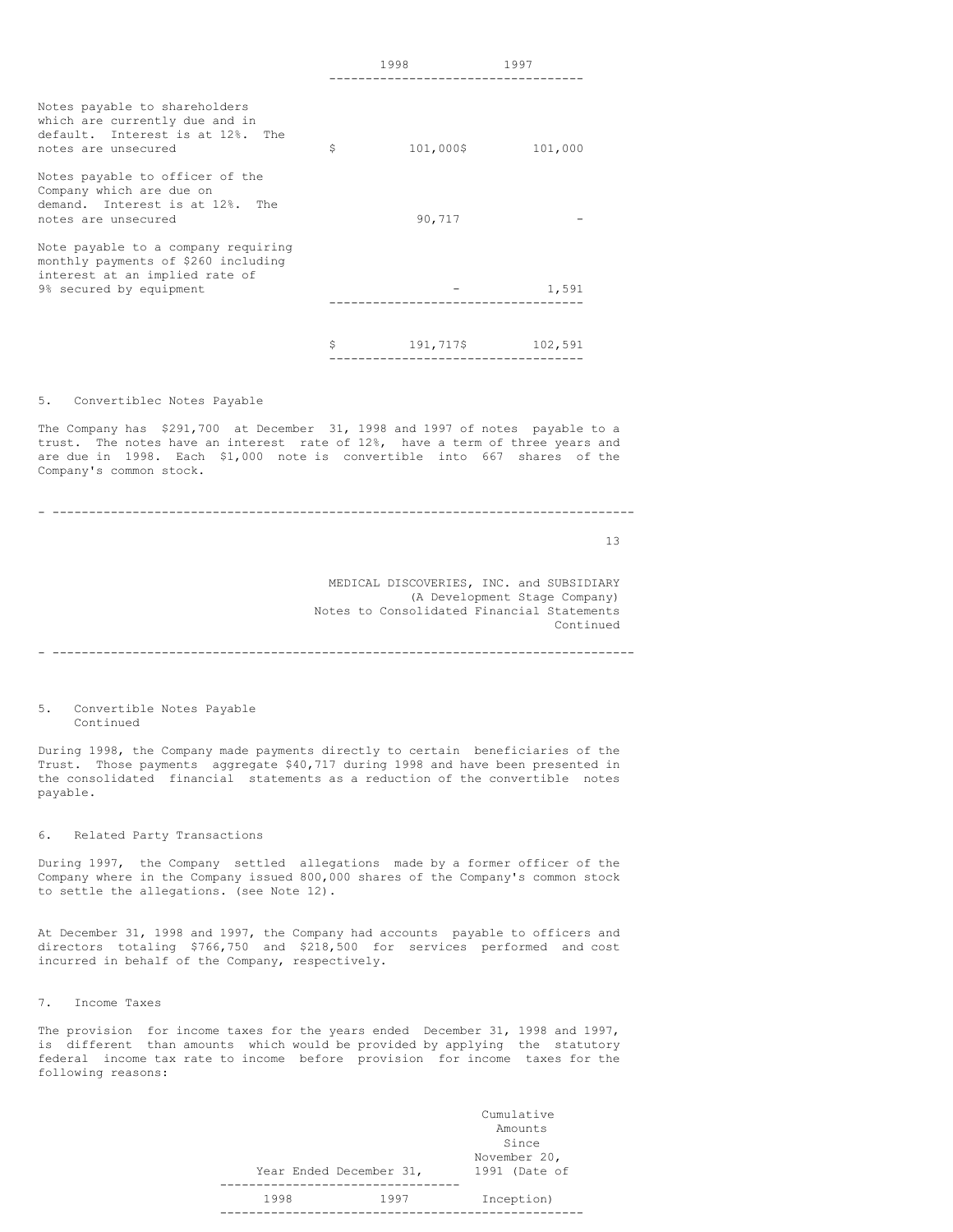| | 1998 | 1997 |
|---|---|---|
| Notes payable to shareholders which are currently due and in default. Interest is at 12%. The notes are unsecured | $ 101,000 | $ 101,000 |
| Notes payable to officer of the Company which are due on demand. Interest is at 12%. The notes are unsecured | 90,717 | - |
| Note payable to a company requiring monthly payments of $260 including interest at an implied rate of 9% secured by equipment | - | 1,591 |
| | $ 191,717 | $ 102,591 |

5. Convertiblec Notes Payable

The Company has $291,700 at December 31, 1998 and 1997 of notes payable to a trust. The notes have an interest rate of 12%, have a term of three years and are due in 1998. Each $1,000 note is convertible into 667 shares of the Company's common stock.

MEDICAL DISCOVERIES, INC. and SUBSIDIARY
(A Development Stage Company)
Notes to Consolidated Financial Statements
Continued

5. Convertible Notes Payable
Continued

During 1998, the Company made payments directly to certain beneficiaries of the Trust. Those payments aggregate $40,717 during 1998 and have been presented in the consolidated financial statements as a reduction of the convertible notes payable.

6. Related Party Transactions

During 1997, the Company settled allegations made by a former officer of the Company where in the Company issued 800,000 shares of the Company's common stock to settle the allegations. (see Note 12).

At December 31, 1998 and 1997, the Company had accounts payable to officers and directors totaling $766,750 and $218,500 for services performed and cost incurred in behalf of the Company, respectively.

7. Income Taxes

The provision for income taxes for the years ended December 31, 1998 and 1997, is different than amounts which would be provided by applying the statutory federal income tax rate to income before provision for income taxes for the following reasons:

| Year Ended December 31, | | Cumulative Amounts Since November 20, 1991 (Date of |
|---|---|---|
| 1998 | 1997 | Inception) |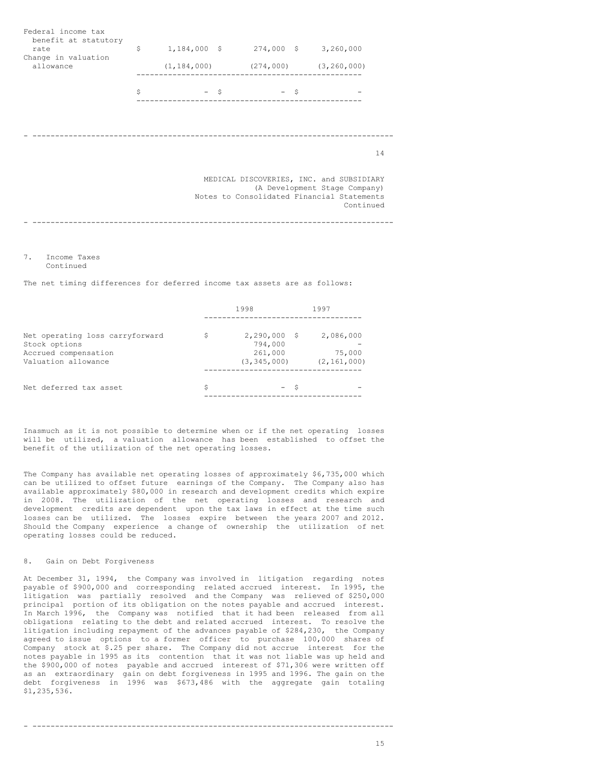| | | | |
|---|---|---|---|
| Federal income tax benefit at statutory rate | $ 1,184,000 | $ 274,000 | $ 3,260,000 |
| Change in valuation allowance | (1,184,000) | (274,000) | (3,260,000) |
| | $ - | $ - | $ - |

MEDICAL DISCOVERIES, INC. and SUBSIDIARY
(A Development Stage Company)
Notes to Consolidated Financial Statements
Continued

7. Income Taxes
Continued

The net timing differences for deferred income tax assets are as follows:

| | 1998 | 1997 |
|---|---|---|
| Net operating loss carryforward | $ 2,290,000 | $ 2,086,000 |
| Stock options | 794,000 | - |
| Accrued compensation | 261,000 | 75,000 |
| Valuation allowance | (3,345,000) | (2,161,000) |
| Net deferred tax asset | $ - | $ - |

Inasmuch as it is not possible to determine when or if the net operating losses will be utilized, a valuation allowance has been established to offset the benefit of the utilization of the net operating losses.

The Company has available net operating losses of approximately $6,735,000 which can be utilized to offset future earnings of the Company. The Company also has available approximately $80,000 in research and development credits which expire in 2008. The utilization of the net operating losses and research and development credits are dependent upon the tax laws in effect at the time such losses can be utilized. The losses expire between the years 2007 and 2012. Should the Company experience a change of ownership the utilization of net operating losses could be reduced.

8. Gain on Debt Forgiveness

At December 31, 1994, the Company was involved in litigation regarding notes payable of $900,000 and corresponding related accrued interest. In 1995, the litigation was partially resolved and the Company was relieved of $250,000 principal portion of its obligation on the notes payable and accrued interest. In March 1996, the Company was notified that it had been released from all obligations relating to the debt and related accrued interest. To resolve the litigation including repayment of the advances payable of $284,230, the Company agreed to issue options to a former officer to purchase 100,000 shares of Company stock at $.25 per share. The Company did not accrue interest for the notes payable in 1995 as its contention that it was not liable was up held and the $900,000 of notes payable and accrued interest of $71,306 were written off as an extraordinary gain on debt forgiveness in 1995 and 1996. The gain on the debt forgiveness in 1996 was $673,486 with the aggregate gain totaling $1,235,536.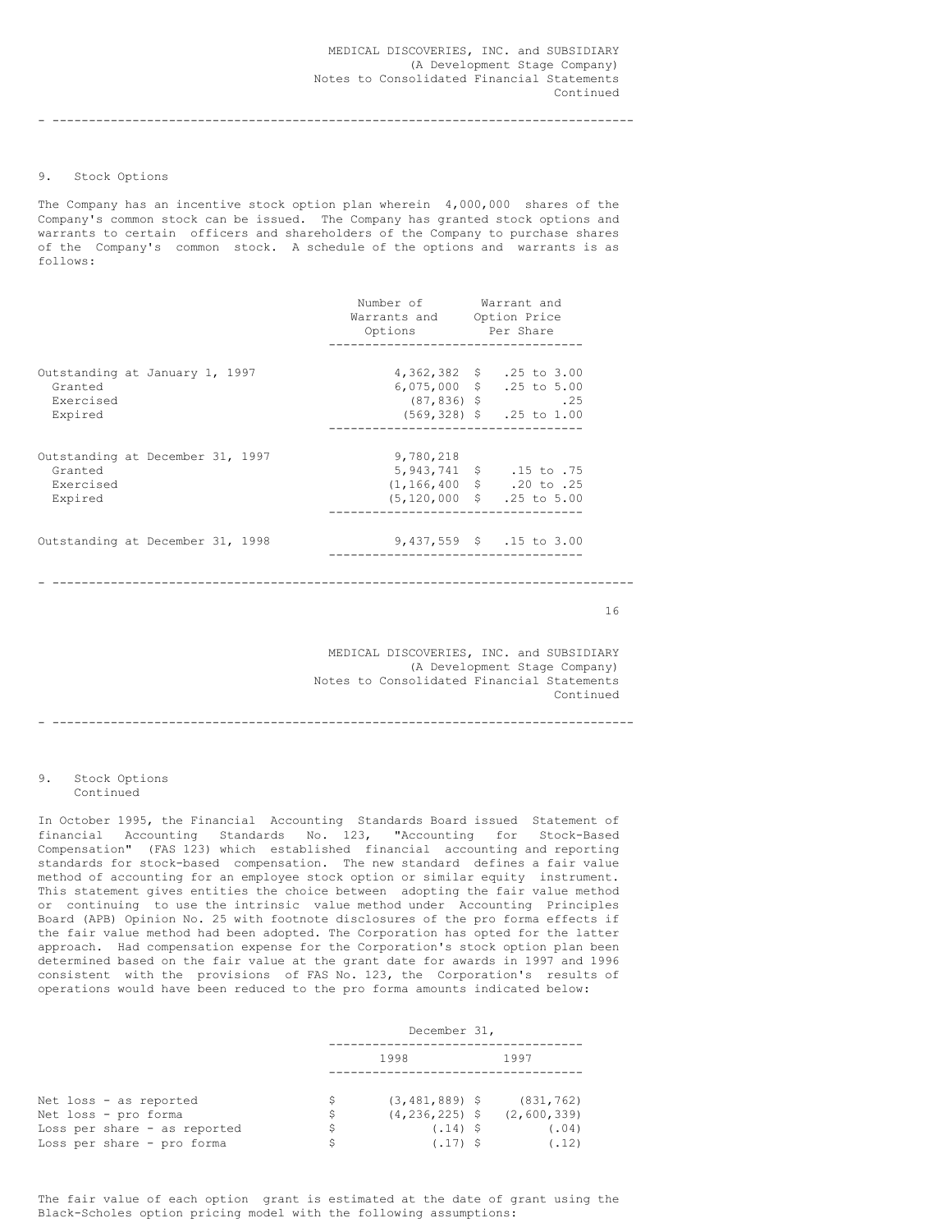## 9. Stock Options

The Company has an incentive stock option plan wherein 4,000,000 shares of the Company's common stock can be issued. The Company has granted stock options and warrants to certain officers and shareholders of the Company to purchase shares of the Company's common stock. A schedule of the options and warrants is as follows:

| | Number of Warrants and Options | Warrant and Option Price Per Share |
|---|---|---|
| Outstanding at January 1, 1997 | 4,362,382 | $ .25 to 3.00 |
| Granted | 6,075,000 | $ .25 to 5.00 |
| Exercised | (87,836) | $ .25 |
| Expired | (569,328) | $ .25 to 1.00 |
| Outstanding at December 31, 1997 | 9,780,218 | |
| Granted | 5,943,741 | $ .15 to .75 |
| Exercised | (1,166,400 | $ .20 to .25 |
| Expired | (5,120,000 | $ .25 to 5.00 |
| Outstanding at December 31, 1998 | 9,437,559 | $ .15 to 3.00 |

## 9. Stock Options Continued

In October 1995, the Financial Accounting Standards Board issued Statement of financial Accounting Standards No. 123, "Accounting for Stock-Based Compensation" (FAS 123) which established financial accounting and reporting standards for stock-based compensation. The new standard defines a fair value method of accounting for an employee stock option or similar equity instrument. This statement gives entities the choice between adopting the fair value method or continuing to use the intrinsic value method under Accounting Principles Board (APB) Opinion No. 25 with footnote disclosures of the pro forma effects if the fair value method had been adopted. The Corporation has opted for the latter approach. Had compensation expense for the Corporation's stock option plan been determined based on the fair value at the grant date for awards in 1997 and 1996 consistent with the provisions of FAS No. 123, the Corporation's results of operations would have been reduced to the pro forma amounts indicated below:

| | December 31, 1998 | December 31, 1997 |
|---|---|---|
| Net loss - as reported | $ (3,481,889) | $ (831,762) |
| Net loss - pro forma | $ (4,236,225) | $ (2,600,339) |
| Loss per share - as reported | $ (.14) | $ (.04) |
| Loss per share - pro forma | $ (.17) | $ (.12) |

The fair value of each option grant is estimated at the date of grant using the Black-Scholes option pricing model with the following assumptions: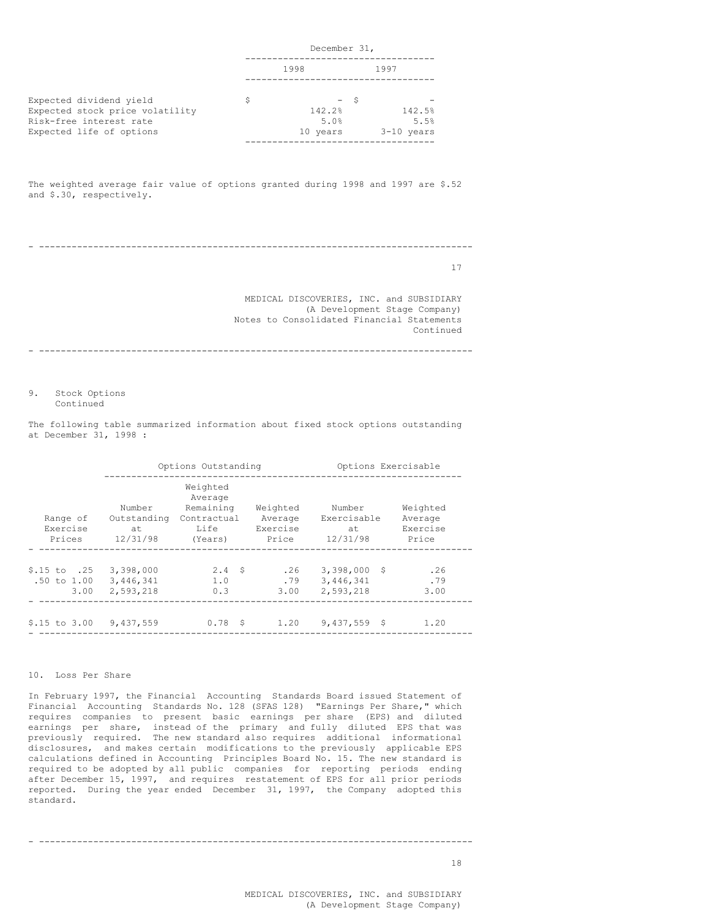| | December 31, | |
|---|---|---|
| | 1998 | 1997 |
| Expected dividend yield | $ - | $ - |
| Expected stock price volatility | 142.2% | 142.5% |
| Risk-free interest rate | 5.0% | 5.5% |
| Expected life of options | 10 years | 3-10 years |

The weighted average fair value of options granted during 1998 and 1997 are $.52 and $.30, respectively.

MEDICAL DISCOVERIES, INC. and SUBSIDIARY
(A Development Stage Company)
Notes to Consolidated Financial Statements
Continued

9. Stock Options
Continued

The following table summarized information about fixed stock options outstanding at December 31, 1998 :

| | Options Outstanding | | | Options Exercisable | |
|---|---|---|---|---|---|
| Range of Exercise Prices | Number Outstanding at 12/31/98 | Weighted Average Remaining Contractual Life (Years) | Weighted Average Exercise Price | Number Exercisable at 12/31/98 | Weighted Average Exercise Price |
| $.15 to .25 | 3,398,000 | 2.4 | $ .26 | 3,398,000 | $ .26 |
| .50 to 1.00 | 3,446,341 | 1.0 | .79 | 3,446,341 | .79 |
| 3.00 | 2,593,218 | 0.3 | 3.00 | 2,593,218 | 3.00 |
| $.15 to 3.00 | 9,437,559 | 0.78 | $ 1.20 | 9,437,559 | $ 1.20 |

10. Loss Per Share

In February 1997, the Financial Accounting Standards Board issued Statement of Financial Accounting Standards No. 128 (SFAS 128) "Earnings Per Share," which requires companies to present basic earnings per share (EPS) and diluted earnings per share, instead of the primary and fully diluted EPS that was previously required. The new standard also requires additional informational disclosures, and makes certain modifications to the previously applicable EPS calculations defined in Accounting Principles Board No. 15. The new standard is required to be adopted by all public companies for reporting periods ending after December 15, 1997, and requires restatement of EPS for all prior periods reported. During the year ended December 31, 1997, the Company adopted this standard.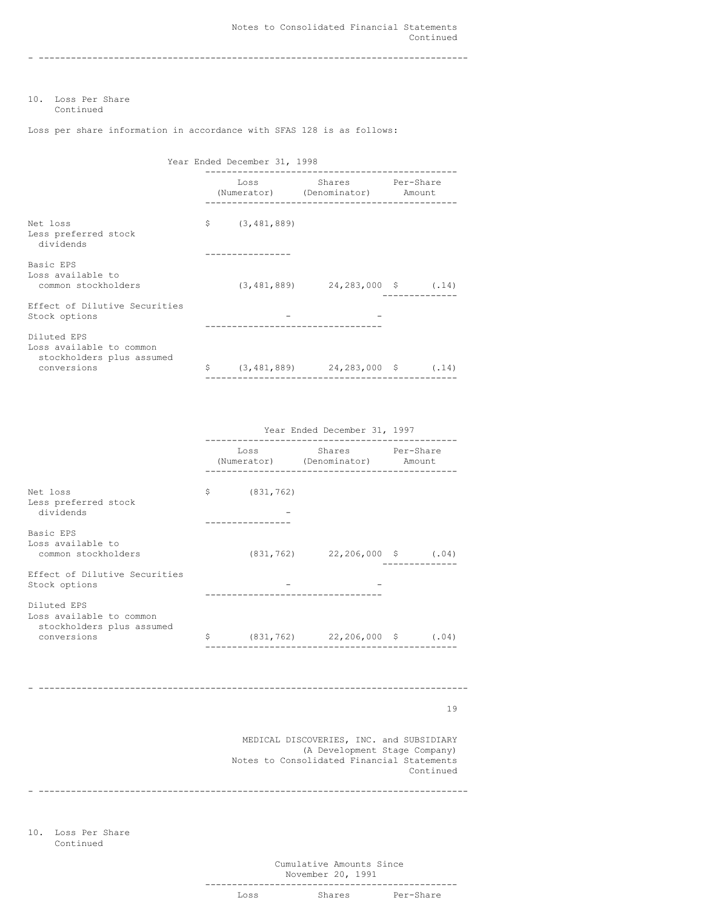10. Loss Per Share
    Continued

Loss per share information in accordance with SFAS 128 is as follows:

| Year Ended December 31, 1998 | Loss (Numerator) | Shares (Denominator) | Per-Share Amount |
|---|---|---|---|
| Net loss | $ (3,481,889) | | |
| Less preferred stock dividends | | | |
| Basic EPS<br>Loss available to common stockholders | (3,481,889) | 24,283,000 | $ (.14) |
| Effect of Dilutive Securities<br>Stock options | - | - | |
| Diluted EPS<br>Loss available to common stockholders plus assumed conversions | $ (3,481,889) | 24,283,000 | $ (.14) |

| Year Ended December 31, 1997 | Loss (Numerator) | Shares (Denominator) | Per-Share Amount |
|---|---|---|---|
| Net loss | $ (831,762) | | |
| Less preferred stock dividends | - | | |
| Basic EPS<br>Loss available to common stockholders | (831,762) | 22,206,000 | $ (.04) |
| Effect of Dilutive Securities<br>Stock options | - | - | |
| Diluted EPS<br>Loss available to common stockholders plus assumed conversions | $ (831,762) | 22,206,000 | $ (.04) |

MEDICAL DISCOVERIES, INC. and SUBSIDIARY
(A Development Stage Company)
Notes to Consolidated Financial Statements
Continued

10. Loss Per Share
    Continued

| Cumulative Amounts Since November 20, 1991 | | |
|---|---|---|
| Loss | Shares | Per-Share |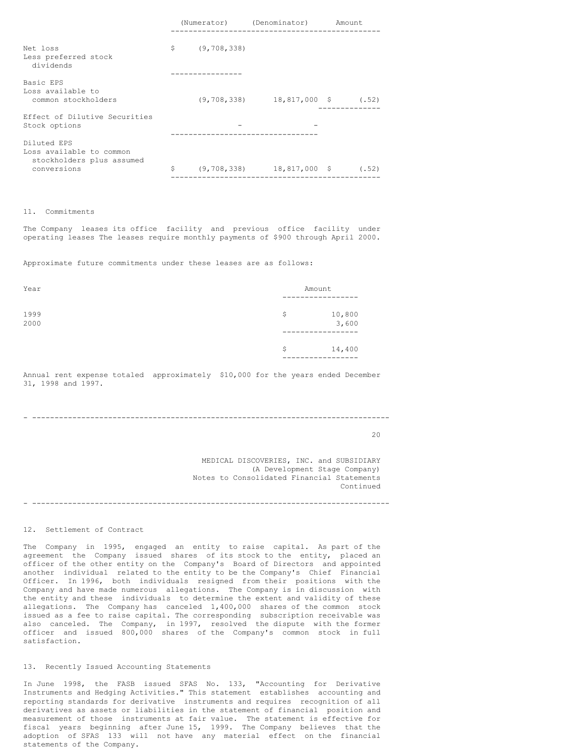| | (Numerator) | (Denominator) | Amount |
|---|---|---|---|
| Net loss | $ (9,708,338) | | |
| Less preferred stock dividends | | | |
| Basic EPS | | | |
| Loss available to common stockholders | (9,708,338) | 18,817,000 | $ (.52) |
| Effect of Dilutive Securities | | | |
| Stock options | - | - | |
| Diluted EPS | | | |
| Loss available to common stockholders plus assumed conversions | $ (9,708,338) | 18,817,000 | $ (.52) |

11. Commitments

The Company leases its office facility and previous office facility under operating leases The leases require monthly payments of $900 through April 2000.

Approximate future commitments under these leases are as follows:

| Year | Amount |
|---|---|
| 1999 | $ 10,800 |
| 2000 | 3,600 |
| | $ 14,400 |

Annual rent expense totaled approximately $10,000 for the years ended December 31, 1998 and 1997.

MEDICAL DISCOVERIES, INC. and SUBSIDIARY
(A Development Stage Company)
Notes to Consolidated Financial Statements
Continued

12. Settlement of Contract

The Company in 1995, engaged an entity to raise capital. As part of the agreement the Company issued shares of its stock to the entity, placed an officer of the other entity on the Company's Board of Directors and appointed another individual related to the entity to be the Company's Chief Financial Officer. In 1996, both individuals resigned from their positions with the Company and have made numerous allegations. The Company is in discussion with the entity and these individuals to determine the extent and validity of these allegations. The Company has canceled 1,400,000 shares of the common stock issued as a fee to raise capital. The corresponding subscription receivable was also canceled. The Company, in 1997, resolved the dispute with the former officer and issued 800,000 shares of the Company's common stock in full satisfaction.

13. Recently Issued Accounting Statements

In June 1998, the FASB issued SFAS No. 133, "Accounting for Derivative Instruments and Hedging Activities." This statement establishes accounting and reporting standards for derivative instruments and requires recognition of all derivatives as assets or liabilities in the statement of financial position and measurement of those instruments at fair value. The statement is effective for fiscal years beginning after June 15, 1999. The Company believes that the adoption of SFAS 133 will not have any material effect on the financial statements of the Company.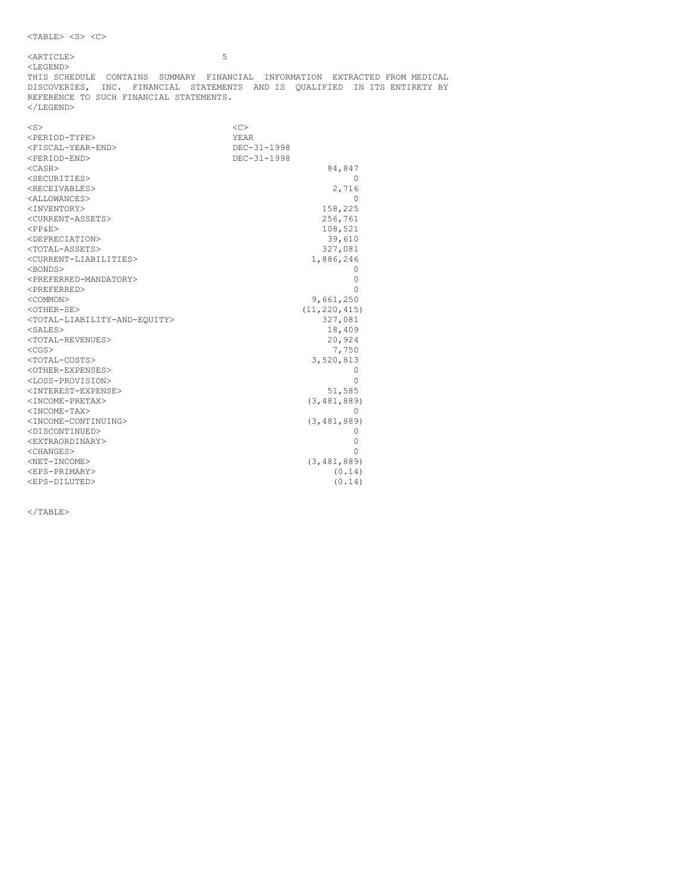<TABLE> <S> <C>

<ARTICLE> 5

<LEGEND>

THIS SCHEDULE CONTAINS SUMMARY FINANCIAL INFORMATION EXTRACTED FROM MEDICAL DISCOVERIES, INC. FINANCIAL STATEMENTS AND IS QUALIFIED IN ITS ENTIRETY BY REFERENCE TO SUCH FINANCIAL STATEMENTS.

</LEGEND>

| <S> | <C> |
|---|---|
| <PERIOD-TYPE> | YEAR |
| <FISCAL-YEAR-END> | DEC-31-1998 |
| <PERIOD-END> | DEC-31-1998 |
| <CASH> | 84,847 |
| <SECURITIES> | 0 |
| <RECEIVABLES> | 2,716 |
| <ALLOWANCES> | 0 |
| <INVENTORY> | 158,225 |
| <CURRENT-ASSETS> | 256,761 |
| <PP&E> | 108,521 |
| <DEPRECIATION> | 39,610 |
| <TOTAL-ASSETS> | 327,081 |
| <CURRENT-LIABILITIES> | 1,886,246 |
| <BONDS> | 0 |
| <PREFERRED-MANDATORY> | 0 |
| <PREFERRED> | 0 |
| <COMMON> | 9,661,250 |
| <OTHER-SE> | (11,220,415) |
| <TOTAL-LIABILITY-AND-EQUITY> | 327,081 |
| <SALES> | 18,409 |
| <TOTAL-REVENUES> | 20,924 |
| <CGS> | 7,750 |
| <TOTAL-COSTS> | 3,520,813 |
| <OTHER-EXPENSES> | 0 |
| <LOSS-PROVISION> | 0 |
| <INTEREST-EXPENSE> | 51,585 |
| <INCOME-PRETAX> | (3,481,889) |
| <INCOME-TAX> | 0 |
| <INCOME-CONTINUING> | (3,481,889) |
| <DISCONTINUED> | 0 |
| <EXTRAORDINARY> | 0 |
| <CHANGES> | 0 |
| <NET-INCOME> | (3,481,889) |
| <EPS-PRIMARY> | (0.14) |
| <EPS-DILUTED> | (0.14) |

</TABLE>